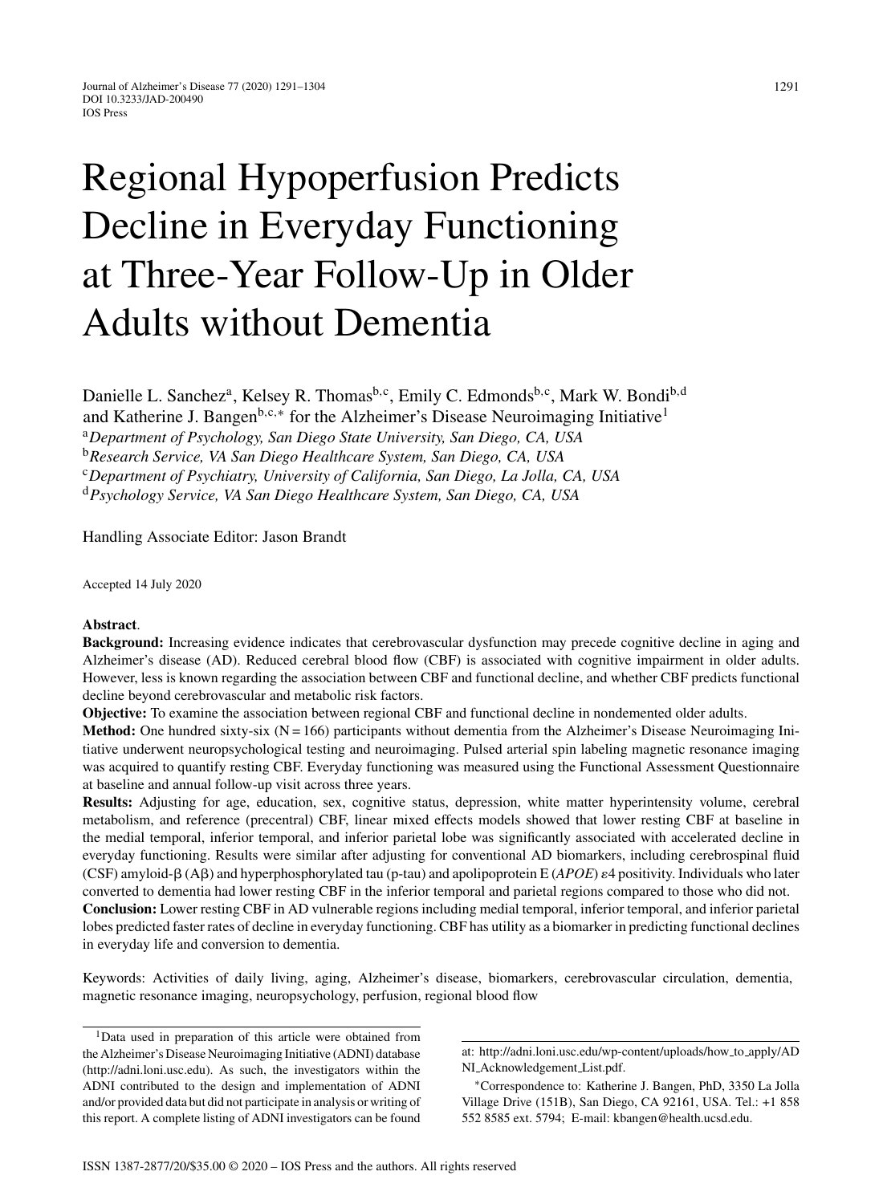# Regional Hypoperfusion Predicts Decline in Everyday Functioning at Three-Year Follow-Up in Older Adults without Dementia

Danielle L. Sanchez[a], Kelsey R. Thomas[b,c], Emily C. Edmonds[b,c], Mark W. Bondi[b,d] and Katherine J. Bangen[b,c,*] for the Alzheimer's Disease Neuroimaging Initiative[1]

[a]*Department of Psychology, San Diego State University, San Diego, CA, USA*
[b]*Research Service, VA San Diego Healthcare System, San Diego, CA, USA*
[c]*Department of Psychiatry, University of California, San Diego, La Jolla, CA, USA*
[d]*Psychology Service, VA San Diego Healthcare System, San Diego, CA, USA*

Handling Associate Editor: Jason Brandt

Accepted 14 July 2020

**Abstract**.

**Background:** Increasing evidence indicates that cerebrovascular dysfunction may precede cognitive decline in aging and Alzheimer's disease (AD). Reduced cerebral blood flow (CBF) is associated with cognitive impairment in older adults. However, less is known regarding the association between CBF and functional decline, and whether CBF predicts functional decline beyond cerebrovascular and metabolic risk factors.

**Objective:** To examine the association between regional CBF and functional decline in nondemented older adults.

**Method:** One hundred sixty-six (N = 166) participants without dementia from the Alzheimer's Disease Neuroimaging Initiative underwent neuropsychological testing and neuroimaging. Pulsed arterial spin labeling magnetic resonance imaging was acquired to quantify resting CBF. Everyday functioning was measured using the Functional Assessment Questionnaire at baseline and annual follow-up visit across three years.

**Results:** Adjusting for age, education, sex, cognitive status, depression, white matter hyperintensity volume, cerebral metabolism, and reference (precentral) CBF, linear mixed effects models showed that lower resting CBF at baseline in the medial temporal, inferior temporal, and inferior parietal lobe was significantly associated with accelerated decline in everyday functioning. Results were similar after adjusting for conventional AD biomarkers, including cerebrospinal fluid (CSF) amyloid-β (Aβ) and hyperphosphorylated tau (p-tau) and apolipoprotein E (*APOE*) ε4 positivity. Individuals who later converted to dementia had lower resting CBF in the inferior temporal and parietal regions compared to those who did not.

**Conclusion:** Lower resting CBF in AD vulnerable regions including medial temporal, inferior temporal, and inferior parietal lobes predicted faster rates of decline in everyday functioning. CBF has utility as a biomarker in predicting functional declines in everyday life and conversion to dementia.

Keywords: Activities of daily living, aging, Alzheimer's disease, biomarkers, cerebrovascular circulation, dementia, magnetic resonance imaging, neuropsychology, perfusion, regional blood flow

---

[1]Data used in preparation of this article were obtained from the Alzheimer's Disease Neuroimaging Initiative (ADNI) database (http://adni.loni.usc.edu). As such, the investigators within the ADNI contributed to the design and implementation of ADNI and/or provided data but did not participate in analysis or writing of this report. A complete listing of ADNI investigators can be found at: http://adni.loni.usc.edu/wp-content/uploads/how_to_apply/ADNI_Acknowledgement_List.pdf.

*Correspondence to: Katherine J. Bangen, PhD, 3350 La Jolla Village Drive (151B), San Diego, CA 92161, USA. Tel.: +1 858 552 8585 ext. 5794; E-mail: kbangen@health.ucsd.edu.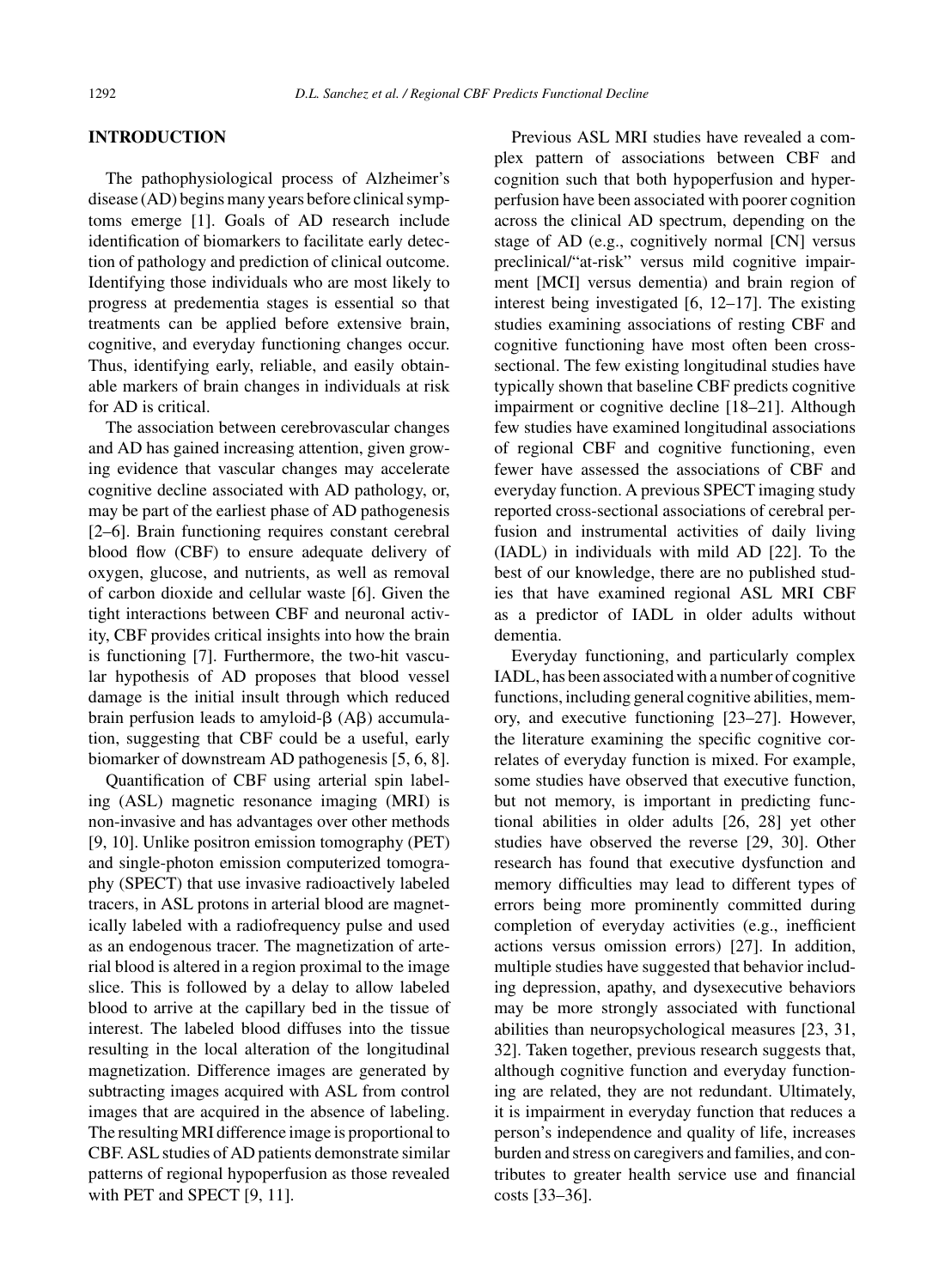## INTRODUCTION

The pathophysiological process of Alzheimer's disease (AD) begins many years before clinical symptoms emerge [1]. Goals of AD research include identification of biomarkers to facilitate early detection of pathology and prediction of clinical outcome. Identifying those individuals who are most likely to progress at predementia stages is essential so that treatments can be applied before extensive brain, cognitive, and everyday functioning changes occur. Thus, identifying early, reliable, and easily obtainable markers of brain changes in individuals at risk for AD is critical.

The association between cerebrovascular changes and AD has gained increasing attention, given growing evidence that vascular changes may accelerate cognitive decline associated with AD pathology, or, may be part of the earliest phase of AD pathogenesis [2–6]. Brain functioning requires constant cerebral blood flow (CBF) to ensure adequate delivery of oxygen, glucose, and nutrients, as well as removal of carbon dioxide and cellular waste [6]. Given the tight interactions between CBF and neuronal activity, CBF provides critical insights into how the brain is functioning [7]. Furthermore, the two-hit vascular hypothesis of AD proposes that blood vessel damage is the initial insult through which reduced brain perfusion leads to amyloid-β (Aβ) accumulation, suggesting that CBF could be a useful, early biomarker of downstream AD pathogenesis [5, 6, 8].

Quantification of CBF using arterial spin labeling (ASL) magnetic resonance imaging (MRI) is non-invasive and has advantages over other methods [9, 10]. Unlike positron emission tomography (PET) and single-photon emission computerized tomography (SPECT) that use invasive radioactively labeled tracers, in ASL protons in arterial blood are magnetically labeled with a radiofrequency pulse and used as an endogenous tracer. The magnetization of arterial blood is altered in a region proximal to the image slice. This is followed by a delay to allow labeled blood to arrive at the capillary bed in the tissue of interest. The labeled blood diffuses into the tissue resulting in the local alteration of the longitudinal magnetization. Difference images are generated by subtracting images acquired with ASL from control images that are acquired in the absence of labeling. The resulting MRI difference image is proportional to CBF. ASL studies of AD patients demonstrate similar patterns of regional hypoperfusion as those revealed with PET and SPECT [9, 11].

Previous ASL MRI studies have revealed a complex pattern of associations between CBF and cognition such that both hypoperfusion and hyperperfusion have been associated with poorer cognition across the clinical AD spectrum, depending on the stage of AD (e.g., cognitively normal [CN] versus preclinical/"at-risk" versus mild cognitive impairment [MCI] versus dementia) and brain region of interest being investigated [6, 12–17]. The existing studies examining associations of resting CBF and cognitive functioning have most often been cross-sectional. The few existing longitudinal studies have typically shown that baseline CBF predicts cognitive impairment or cognitive decline [18–21]. Although few studies have examined longitudinal associations of regional CBF and cognitive functioning, even fewer have assessed the associations of CBF and everyday function. A previous SPECT imaging study reported cross-sectional associations of cerebral perfusion and instrumental activities of daily living (IADL) in individuals with mild AD [22]. To the best of our knowledge, there are no published studies that have examined regional ASL MRI CBF as a predictor of IADL in older adults without dementia.

Everyday functioning, and particularly complex IADL, has been associated with a number of cognitive functions, including general cognitive abilities, memory, and executive functioning [23–27]. However, the literature examining the specific cognitive correlates of everyday function is mixed. For example, some studies have observed that executive function, but not memory, is important in predicting functional abilities in older adults [26, 28] yet other studies have observed the reverse [29, 30]. Other research has found that executive dysfunction and memory difficulties may lead to different types of errors being more prominently committed during completion of everyday activities (e.g., inefficient actions versus omission errors) [27]. In addition, multiple studies have suggested that behavior including depression, apathy, and dysexecutive behaviors may be more strongly associated with functional abilities than neuropsychological measures [23, 31, 32]. Taken together, previous research suggests that, although cognitive function and everyday functioning are related, they are not redundant. Ultimately, it is impairment in everyday function that reduces a person's independence and quality of life, increases burden and stress on caregivers and families, and contributes to greater health service use and financial costs [33–36].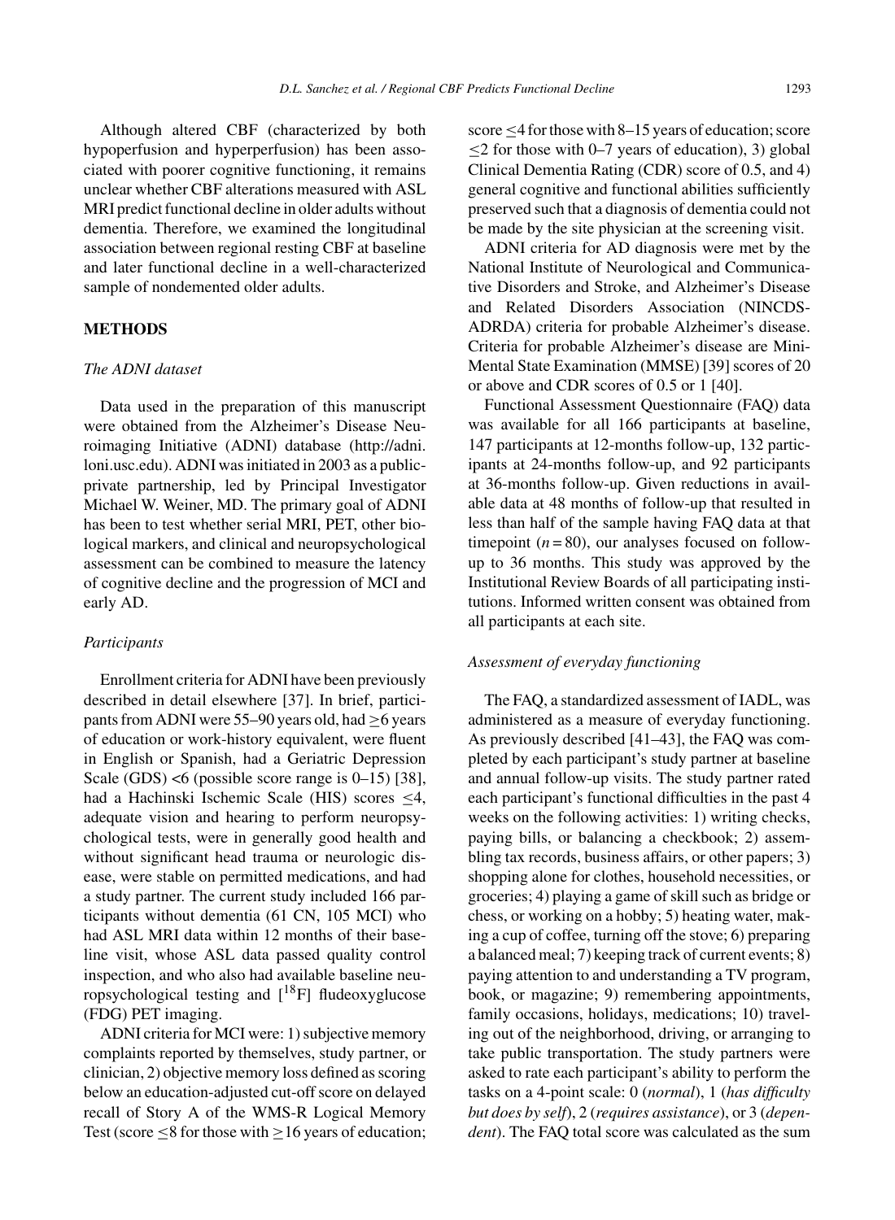Although altered CBF (characterized by both hypoperfusion and hyperperfusion) has been associated with poorer cognitive functioning, it remains unclear whether CBF alterations measured with ASL MRI predict functional decline in older adults without dementia. Therefore, we examined the longitudinal association between regional resting CBF at baseline and later functional decline in a well-characterized sample of nondemented older adults.

## METHODS

### *The ADNI dataset*

Data used in the preparation of this manuscript were obtained from the Alzheimer's Disease Neuroimaging Initiative (ADNI) database (http://adni.loni.usc.edu). ADNI was initiated in 2003 as a public-private partnership, led by Principal Investigator Michael W. Weiner, MD. The primary goal of ADNI has been to test whether serial MRI, PET, other biological markers, and clinical and neuropsychological assessment can be combined to measure the latency of cognitive decline and the progression of MCI and early AD.

### *Participants*

Enrollment criteria for ADNI have been previously described in detail elsewhere [37]. In brief, participants from ADNI were 55–90 years old, had $\geq$6 years of education or work-history equivalent, were fluent in English or Spanish, had a Geriatric Depression Scale (GDS) <6 (possible score range is 0–15) [38], had a Hachinski Ischemic Scale (HIS) scores $\leq$4, adequate vision and hearing to perform neuropsychological tests, were in generally good health and without significant head trauma or neurologic disease, were stable on permitted medications, and had a study partner. The current study included 166 participants without dementia (61 CN, 105 MCI) who had ASL MRI data within 12 months of their baseline visit, whose ASL data passed quality control inspection, and who also had available baseline neuropsychological testing and [$^{18}$F] fludeoxyglucose (FDG) PET imaging.

ADNI criteria for MCI were: 1) subjective memory complaints reported by themselves, study partner, or clinician, 2) objective memory loss defined as scoring below an education-adjusted cut-off score on delayed recall of Story A of the WMS-R Logical Memory Test (score $\leq$8 for those with $\geq$16 years of education; score $\leq$4 for those with 8–15 years of education; score $\leq$2 for those with 0–7 years of education), 3) global Clinical Dementia Rating (CDR) score of 0.5, and 4) general cognitive and functional abilities sufficiently preserved such that a diagnosis of dementia could not be made by the site physician at the screening visit.

ADNI criteria for AD diagnosis were met by the National Institute of Neurological and Communicative Disorders and Stroke, and Alzheimer's Disease and Related Disorders Association (NINCDS-ADRDA) criteria for probable Alzheimer's disease. Criteria for probable Alzheimer's disease are Mini-Mental State Examination (MMSE) [39] scores of 20 or above and CDR scores of 0.5 or 1 [40].

Functional Assessment Questionnaire (FAQ) data was available for all 166 participants at baseline, 147 participants at 12-months follow-up, 132 participants at 24-months follow-up, and 92 participants at 36-months follow-up. Given reductions in available data at 48 months of follow-up that resulted in less than half of the sample having FAQ data at that timepoint ($n = 80$), our analyses focused on follow-up to 36 months. This study was approved by the Institutional Review Boards of all participating institutions. Informed written consent was obtained from all participants at each site.

### *Assessment of everyday functioning*

The FAQ, a standardized assessment of IADL, was administered as a measure of everyday functioning. As previously described [41–43], the FAQ was completed by each participant's study partner at baseline and annual follow-up visits. The study partner rated each participant's functional difficulties in the past 4 weeks on the following activities: 1) writing checks, paying bills, or balancing a checkbook; 2) assembling tax records, business affairs, or other papers; 3) shopping alone for clothes, household necessities, or groceries; 4) playing a game of skill such as bridge or chess, or working on a hobby; 5) heating water, making a cup of coffee, turning off the stove; 6) preparing a balanced meal; 7) keeping track of current events; 8) paying attention to and understanding a TV program, book, or magazine; 9) remembering appointments, family occasions, holidays, medications; 10) traveling out of the neighborhood, driving, or arranging to take public transportation. The study partners were asked to rate each participant's ability to perform the tasks on a 4-point scale: 0 (*normal*), 1 (*has difficulty but does by self*), 2 (*requires assistance*), or 3 (*dependent*). The FAQ total score was calculated as the sum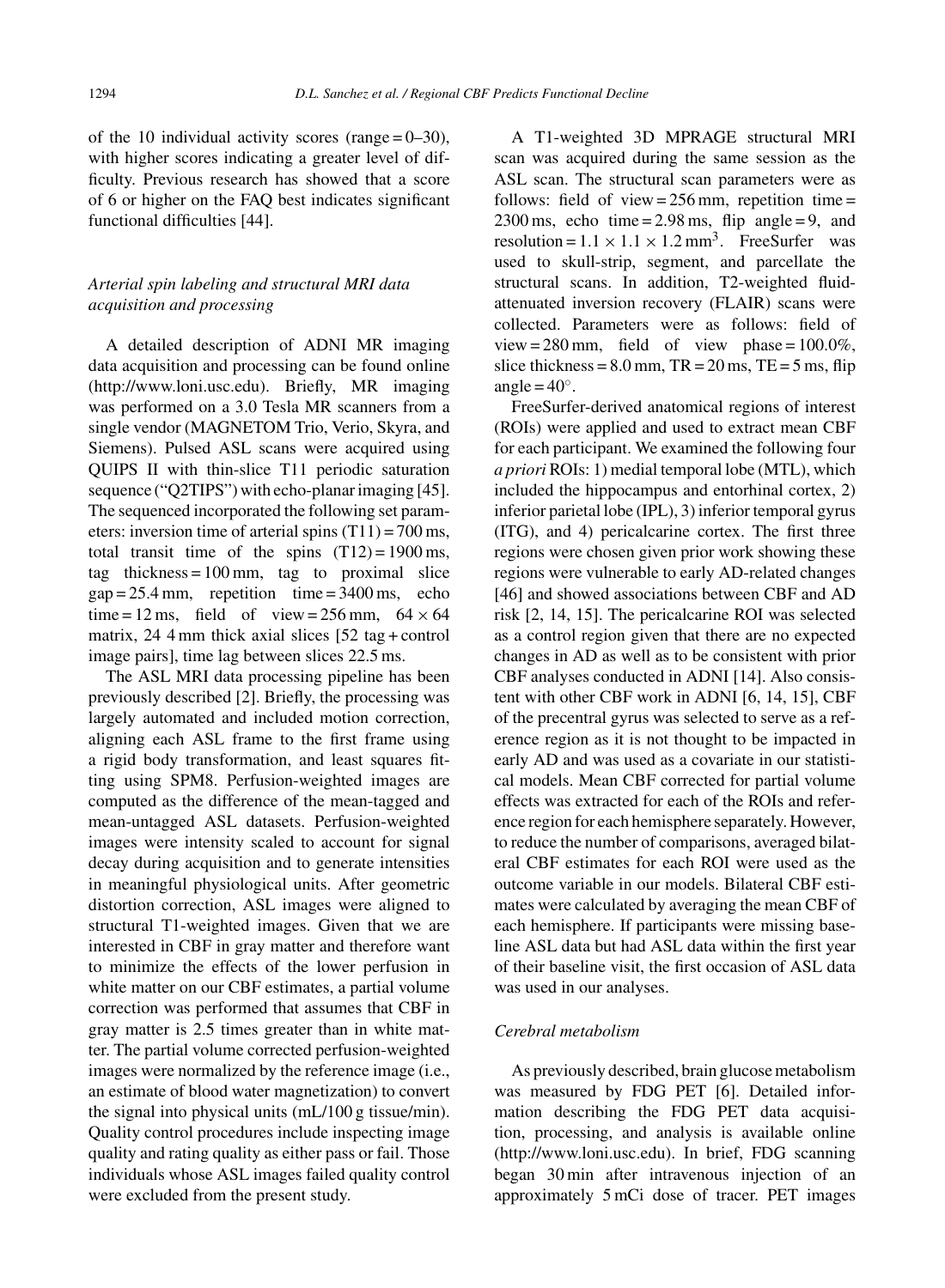of the 10 individual activity scores (range = 0–30), with higher scores indicating a greater level of difficulty. Previous research has showed that a score of 6 or higher on the FAQ best indicates significant functional difficulties [44].

### *Arterial spin labeling and structural MRI data acquisition and processing*

A detailed description of ADNI MR imaging data acquisition and processing can be found online (http://www.loni.usc.edu). Briefly, MR imaging was performed on a 3.0 Tesla MR scanners from a single vendor (MAGNETOM Trio, Verio, Skyra, and Siemens). Pulsed ASL scans were acquired using QUIPS II with thin-slice T11 periodic saturation sequence ("Q2TIPS") with echo-planar imaging [45]. The sequenced incorporated the following set parameters: inversion time of arterial spins (T11) = 700 ms, total transit time of the spins (T12) = 1900 ms, tag thickness = 100 mm, tag to proximal slice gap = 25.4 mm, repetition time = 3400 ms, echo time = 12 ms, field of view = 256 mm, $64 \times 64$ matrix, 24 4 mm thick axial slices [52 tag + control image pairs], time lag between slices 22.5 ms.

The ASL MRI data processing pipeline has been previously described [2]. Briefly, the processing was largely automated and included motion correction, aligning each ASL frame to the first frame using a rigid body transformation, and least squares fitting using SPM8. Perfusion-weighted images are computed as the difference of the mean-tagged and mean-untagged ASL datasets. Perfusion-weighted images were intensity scaled to account for signal decay during acquisition and to generate intensities in meaningful physiological units. After geometric distortion correction, ASL images were aligned to structural T1-weighted images. Given that we are interested in CBF in gray matter and therefore want to minimize the effects of the lower perfusion in white matter on our CBF estimates, a partial volume correction was performed that assumes that CBF in gray matter is 2.5 times greater than in white matter. The partial volume corrected perfusion-weighted images were normalized by the reference image (i.e., an estimate of blood water magnetization) to convert the signal into physical units (mL/100 g tissue/min). Quality control procedures include inspecting image quality and rating quality as either pass or fail. Those individuals whose ASL images failed quality control were excluded from the present study.

A T1-weighted 3D MPRAGE structural MRI scan was acquired during the same session as the ASL scan. The structural scan parameters were as follows: field of view = 256 mm, repetition time = 2300 ms, echo time = 2.98 ms, flip angle = 9, and resolution = $1.1 \times 1.1 \times 1.2\ \text{mm}^3$. FreeSurfer was used to skull-strip, segment, and parcellate the structural scans. In addition, T2-weighted fluid-attenuated inversion recovery (FLAIR) scans were collected. Parameters were as follows: field of view = 280 mm, field of view phase = 100.0%, slice thickness = 8.0 mm, TR = 20 ms, TE = 5 ms, flip angle = 40°.

FreeSurfer-derived anatomical regions of interest (ROIs) were applied and used to extract mean CBF for each participant. We examined the following four *a priori* ROIs: 1) medial temporal lobe (MTL), which included the hippocampus and entorhinal cortex, 2) inferior parietal lobe (IPL), 3) inferior temporal gyrus (ITG), and 4) pericalcarine cortex. The first three regions were chosen given prior work showing these regions were vulnerable to early AD-related changes [46] and showed associations between CBF and AD risk [2, 14, 15]. The pericalcarine ROI was selected as a control region given that there are no expected changes in AD as well as to be consistent with prior CBF analyses conducted in ADNI [14]. Also consistent with other CBF work in ADNI [6, 14, 15], CBF of the precentral gyrus was selected to serve as a reference region as it is not thought to be impacted in early AD and was used as a covariate in our statistical models. Mean CBF corrected for partial volume effects was extracted for each of the ROIs and reference region for each hemisphere separately. However, to reduce the number of comparisons, averaged bilateral CBF estimates for each ROI were used as the outcome variable in our models. Bilateral CBF estimates were calculated by averaging the mean CBF of each hemisphere. If participants were missing baseline ASL data but had ASL data within the first year of their baseline visit, the first occasion of ASL data was used in our analyses.

### *Cerebral metabolism*

As previously described, brain glucose metabolism was measured by FDG PET [6]. Detailed information describing the FDG PET data acquisition, processing, and analysis is available online (http://www.loni.usc.edu). In brief, FDG scanning began 30 min after intravenous injection of an approximately 5 mCi dose of tracer. PET images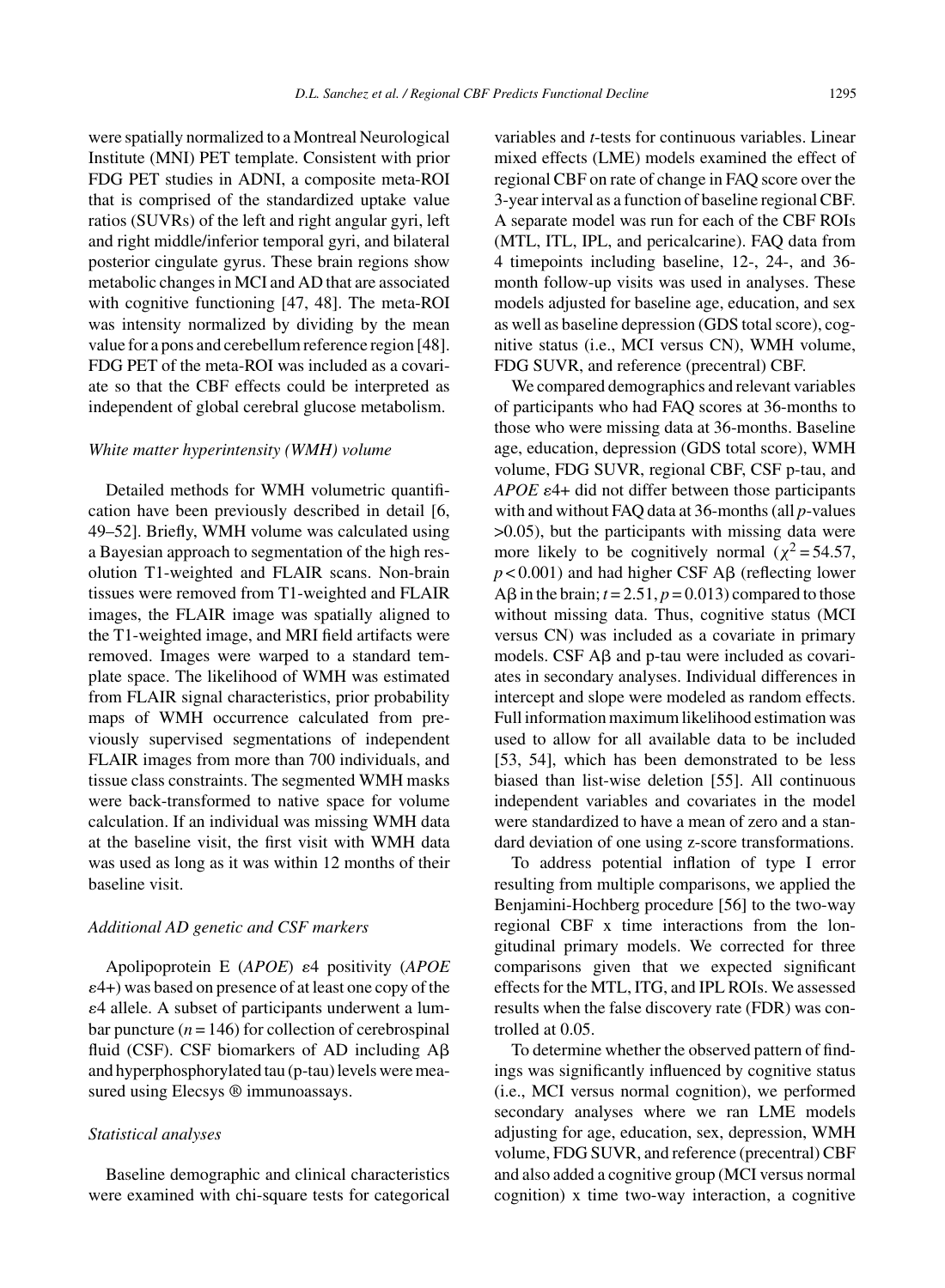were spatially normalized to a Montreal Neurological Institute (MNI) PET template. Consistent with prior FDG PET studies in ADNI, a composite meta-ROI that is comprised of the standardized uptake value ratios (SUVRs) of the left and right angular gyri, left and right middle/inferior temporal gyri, and bilateral posterior cingulate gyrus. These brain regions show metabolic changes in MCI and AD that are associated with cognitive functioning [47, 48]. The meta-ROI was intensity normalized by dividing by the mean value for a pons and cerebellum reference region [48]. FDG PET of the meta-ROI was included as a covariate so that the CBF effects could be interpreted as independent of global cerebral glucose metabolism.

### *White matter hyperintensity (WMH) volume*

Detailed methods for WMH volumetric quantification have been previously described in detail [6, 49–52]. Briefly, WMH volume was calculated using a Bayesian approach to segmentation of the high resolution T1-weighted and FLAIR scans. Non-brain tissues were removed from T1-weighted and FLAIR images, the FLAIR image was spatially aligned to the T1-weighted image, and MRI field artifacts were removed. Images were warped to a standard template space. The likelihood of WMH was estimated from FLAIR signal characteristics, prior probability maps of WMH occurrence calculated from previously supervised segmentations of independent FLAIR images from more than 700 individuals, and tissue class constraints. The segmented WMH masks were back-transformed to native space for volume calculation. If an individual was missing WMH data at the baseline visit, the first visit with WMH data was used as long as it was within 12 months of their baseline visit.

### *Additional AD genetic and CSF markers*

Apolipoprotein E (*APOE*) $\varepsilon$4 positivity (*APOE* $\varepsilon$4+) was based on presence of at least one copy of the $\varepsilon$4 allele. A subset of participants underwent a lumbar puncture ($n = 146$) for collection of cerebrospinal fluid (CSF). CSF biomarkers of AD including A$\beta$ and hyperphosphorylated tau (p-tau) levels were measured using Elecsys ® immunoassays.

### *Statistical analyses*

Baseline demographic and clinical characteristics were examined with chi-square tests for categorical variables and *t*-tests for continuous variables. Linear mixed effects (LME) models examined the effect of regional CBF on rate of change in FAQ score over the 3-year interval as a function of baseline regional CBF. A separate model was run for each of the CBF ROIs (MTL, ITL, IPL, and pericalcarine). FAQ data from 4 timepoints including baseline, 12-, 24-, and 36-month follow-up visits was used in analyses. These models adjusted for baseline age, education, and sex as well as baseline depression (GDS total score), cognitive status (i.e., MCI versus CN), WMH volume, FDG SUVR, and reference (precentral) CBF.

We compared demographics and relevant variables of participants who had FAQ scores at 36-months to those who were missing data at 36-months. Baseline age, education, depression (GDS total score), WMH volume, FDG SUVR, regional CBF, CSF p-tau, and *APOE* $\varepsilon$4+ did not differ between those participants with and without FAQ data at 36-months (all *p*-values >0.05), but the participants with missing data were more likely to be cognitively normal ($\chi^2 = 54.57$, $p < 0.001$) and had higher CSF A$\beta$ (reflecting lower A$\beta$ in the brain; $t = 2.51$, $p = 0.013$) compared to those without missing data. Thus, cognitive status (MCI versus CN) was included as a covariate in primary models. CSF A$\beta$ and p-tau were included as covariates in secondary analyses. Individual differences in intercept and slope were modeled as random effects. Full information maximum likelihood estimation was used to allow for all available data to be included [53, 54], which has been demonstrated to be less biased than list-wise deletion [55]. All continuous independent variables and covariates in the model were standardized to have a mean of zero and a standard deviation of one using z-score transformations.

To address potential inflation of type I error resulting from multiple comparisons, we applied the Benjamini-Hochberg procedure [56] to the two-way regional CBF x time interactions from the longitudinal primary models. We corrected for three comparisons given that we expected significant effects for the MTL, ITG, and IPL ROIs. We assessed results when the false discovery rate (FDR) was controlled at 0.05.

To determine whether the observed pattern of findings was significantly influenced by cognitive status (i.e., MCI versus normal cognition), we performed secondary analyses where we ran LME models adjusting for age, education, sex, depression, WMH volume, FDG SUVR, and reference (precentral) CBF and also added a cognitive group (MCI versus normal cognition) x time two-way interaction, a cognitive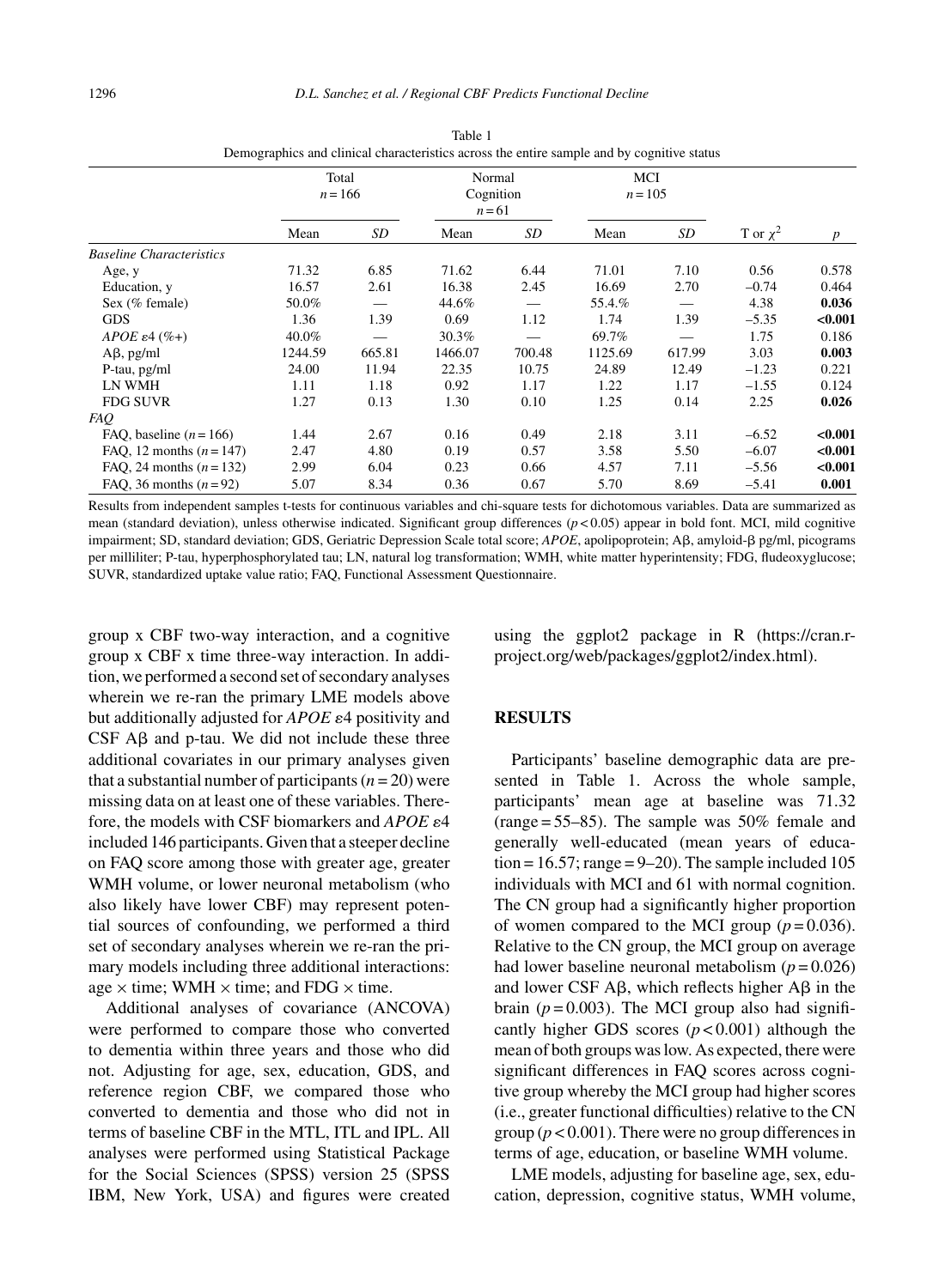Table 1
Demographics and clinical characteristics across the entire sample and by cognitive status

| | Total $n = 166$ | | Normal Cognition $n = 61$ | | MCI $n = 105$ | | | |
|---|---|---|---|---|---|---|---|---|
| | Mean | *SD* | Mean | *SD* | Mean | *SD* | T or $\chi^2$ | *p* |
| *Baseline Characteristics* | | | | | | | | |
| Age, y | 71.32 | 6.85 | 71.62 | 6.44 | 71.01 | 7.10 | 0.56 | 0.578 |
| Education, y | 16.57 | 2.61 | 16.38 | 2.45 | 16.69 | 2.70 | –0.74 | 0.464 |
| Sex (% female) | 50.0% | — | 44.6% | — | 55.4.% | — | 4.38 | **0.036** |
| GDS | 1.36 | 1.39 | 0.69 | 1.12 | 1.74 | 1.39 | –5.35 | **<0.001** |
| *APOE* ε4 (%+) | 40.0% | — | 30.3% | — | 69.7% | — | 1.75 | 0.186 |
| Aβ, pg/ml | 1244.59 | 665.81 | 1466.07 | 700.48 | 1125.69 | 617.99 | 3.03 | **0.003** |
| P-tau, pg/ml | 24.00 | 11.94 | 22.35 | 10.75 | 24.89 | 12.49 | –1.23 | 0.221 |
| LN WMH | 1.11 | 1.18 | 0.92 | 1.17 | 1.22 | 1.17 | –1.55 | 0.124 |
| FDG SUVR | 1.27 | 0.13 | 1.30 | 0.10 | 1.25 | 0.14 | 2.25 | **0.026** |
| *FAQ* | | | | | | | | |
| FAQ, baseline ($n = 166$) | 1.44 | 2.67 | 0.16 | 0.49 | 2.18 | 3.11 | –6.52 | **<0.001** |
| FAQ, 12 months ($n = 147$) | 2.47 | 4.80 | 0.19 | 0.57 | 3.58 | 5.50 | –6.07 | **<0.001** |
| FAQ, 24 months ($n = 132$) | 2.99 | 6.04 | 0.23 | 0.66 | 4.57 | 7.11 | –5.56 | **<0.001** |
| FAQ, 36 months ($n = 92$) | 5.07 | 8.34 | 0.36 | 0.67 | 5.70 | 8.69 | –5.41 | **0.001** |

Results from independent samples t-tests for continuous variables and chi-square tests for dichotomous variables. Data are summarized as mean (standard deviation), unless otherwise indicated. Significant group differences ($p < 0.05$) appear in bold font. MCI, mild cognitive impairment; SD, standard deviation; GDS, Geriatric Depression Scale total score; *APOE*, apolipoprotein; Aβ, amyloid-β pg/ml, picograms per milliliter; P-tau, hyperphosphorylated tau; LN, natural log transformation; WMH, white matter hyperintensity; FDG, fludeoxyglucose; SUVR, standardized uptake value ratio; FAQ, Functional Assessment Questionnaire.

group x CBF two-way interaction, and a cognitive group x CBF x time three-way interaction. In addition, we performed a second set of secondary analyses wherein we re-ran the primary LME models above but additionally adjusted for *APOE* ε4 positivity and CSF Aβ and p-tau. We did not include these three additional covariates in our primary analyses given that a substantial number of participants ($n = 20$) were missing data on at least one of these variables. Therefore, the models with CSF biomarkers and *APOE* ε4 included 146 participants. Given that a steeper decline on FAQ score among those with greater age, greater WMH volume, or lower neuronal metabolism (who also likely have lower CBF) may represent potential sources of confounding, we performed a third set of secondary analyses wherein we re-ran the primary models including three additional interactions: age × time; WMH × time; and FDG × time.

Additional analyses of covariance (ANCOVA) were performed to compare those who converted to dementia within three years and those who did not. Adjusting for age, sex, education, GDS, and reference region CBF, we compared those who converted to dementia and those who did not in terms of baseline CBF in the MTL, ITL and IPL. All analyses were performed using Statistical Package for the Social Sciences (SPSS) version 25 (SPSS IBM, New York, USA) and figures were created using the ggplot2 package in R (https://cran.r-project.org/web/packages/ggplot2/index.html).

## RESULTS

Participants' baseline demographic data are presented in Table 1. Across the whole sample, participants' mean age at baseline was 71.32 (range = 55–85). The sample was 50% female and generally well-educated (mean years of education = 16.57; range = 9–20). The sample included 105 individuals with MCI and 61 with normal cognition. The CN group had a significantly higher proportion of women compared to the MCI group ($p = 0.036$). Relative to the CN group, the MCI group on average had lower baseline neuronal metabolism ($p = 0.026$) and lower CSF Aβ, which reflects higher Aβ in the brain ($p = 0.003$). The MCI group also had significantly higher GDS scores ($p < 0.001$) although the mean of both groups was low. As expected, there were significant differences in FAQ scores across cognitive group whereby the MCI group had higher scores (i.e., greater functional difficulties) relative to the CN group ($p < 0.001$). There were no group differences in terms of age, education, or baseline WMH volume.

LME models, adjusting for baseline age, sex, education, depression, cognitive status, WMH volume,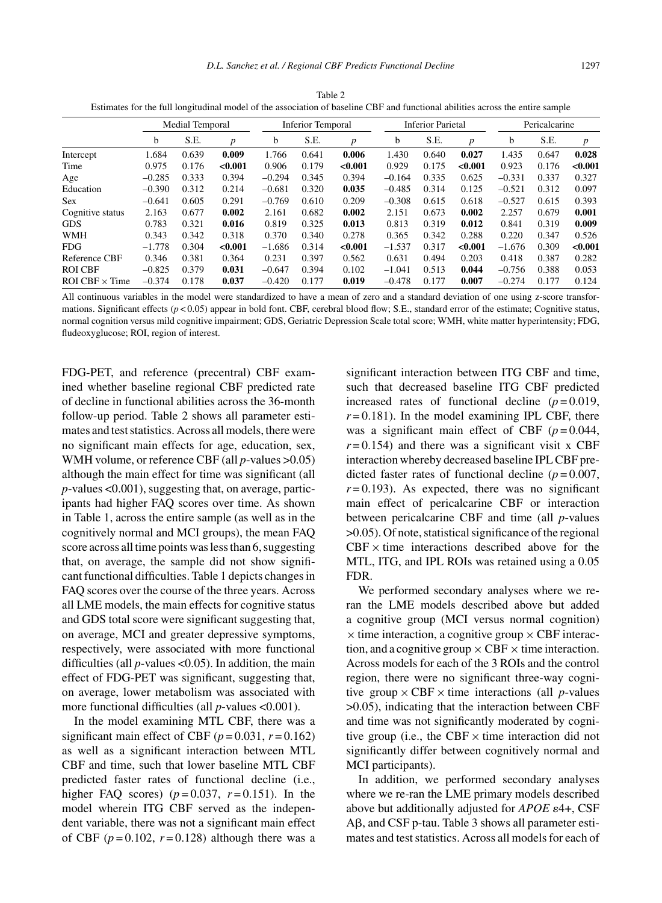Table 2
Estimates for the full longitudinal model of the association of baseline CBF and functional abilities across the entire sample

| | Medial Temporal | | | Inferior Temporal | | | Inferior Parietal | | | Pericalcarine | | |
|---|---|---|---|---|---|---|---|---|---|---|---|---|
| | b | S.E. | *p* | b | S.E. | *p* | b | S.E. | *p* | b | S.E. | *p* |
| Intercept | 1.684 | 0.639 | **0.009** | 1.766 | 0.641 | **0.006** | 1.430 | 0.640 | **0.027** | 1.435 | 0.647 | **0.028** |
| Time | 0.975 | 0.176 | **<0.001** | 0.906 | 0.179 | **<0.001** | 0.929 | 0.175 | **<0.001** | 0.923 | 0.176 | **<0.001** |
| Age | –0.285 | 0.333 | 0.394 | –0.294 | 0.345 | 0.394 | –0.164 | 0.335 | 0.625 | –0.331 | 0.337 | 0.327 |
| Education | –0.390 | 0.312 | 0.214 | –0.681 | 0.320 | **0.035** | –0.485 | 0.314 | 0.125 | –0.521 | 0.312 | 0.097 |
| Sex | –0.641 | 0.605 | 0.291 | –0.769 | 0.610 | 0.209 | –0.308 | 0.615 | 0.618 | –0.527 | 0.615 | 0.393 |
| Cognitive status | 2.163 | 0.677 | **0.002** | 2.161 | 0.682 | **0.002** | 2.151 | 0.673 | **0.002** | 2.257 | 0.679 | **0.001** |
| GDS | 0.783 | 0.321 | **0.016** | 0.819 | 0.325 | **0.013** | 0.813 | 0.319 | **0.012** | 0.841 | 0.319 | **0.009** |
| WMH | 0.343 | 0.342 | 0.318 | 0.370 | 0.340 | 0.278 | 0.365 | 0.342 | 0.288 | 0.220 | 0.347 | 0.526 |
| FDG | –1.778 | 0.304 | **<0.001** | –1.686 | 0.314 | **<0.001** | –1.537 | 0.317 | **<0.001** | –1.676 | 0.309 | **<0.001** |
| Reference CBF | 0.346 | 0.381 | 0.364 | 0.231 | 0.397 | 0.562 | 0.631 | 0.494 | 0.203 | 0.418 | 0.387 | 0.282 |
| ROI CBF | –0.825 | 0.379 | **0.031** | –0.647 | 0.394 | 0.102 | –1.041 | 0.513 | **0.044** | –0.756 | 0.388 | 0.053 |
| ROI CBF × Time | –0.374 | 0.178 | **0.037** | –0.420 | 0.177 | **0.019** | –0.478 | 0.177 | **0.007** | –0.274 | 0.177 | 0.124 |

All continuous variables in the model were standardized to have a mean of zero and a standard deviation of one using z-score transformations. Significant effects ($p < 0.05$) appear in bold font. CBF, cerebral blood flow; S.E., standard error of the estimate; Cognitive status, normal cognition versus mild cognitive impairment; GDS, Geriatric Depression Scale total score; WMH, white matter hyperintensity; FDG, fludeoxyglucose; ROI, region of interest.

FDG-PET, and reference (precentral) CBF examined whether baseline regional CBF predicted rate of decline in functional abilities across the 36-month follow-up period. Table 2 shows all parameter estimates and test statistics. Across all models, there were no significant main effects for age, education, sex, WMH volume, or reference CBF (all *p*-values >0.05) although the main effect for time was significant (all *p*-values <0.001), suggesting that, on average, participants had higher FAQ scores over time. As shown in Table 1, across the entire sample (as well as in the cognitively normal and MCI groups), the mean FAQ score across all time points was less than 6, suggesting that, on average, the sample did not show significant functional difficulties. Table 1 depicts changes in FAQ scores over the course of the three years. Across all LME models, the main effects for cognitive status and GDS total score were significant suggesting that, on average, MCI and greater depressive symptoms, respectively, were associated with more functional difficulties (all *p*-values <0.05). In addition, the main effect of FDG-PET was significant, suggesting that, on average, lower metabolism was associated with more functional difficulties (all *p*-values <0.001).

In the model examining MTL CBF, there was a significant main effect of CBF ($p = 0.031$, $r = 0.162$) as well as a significant interaction between MTL CBF and time, such that lower baseline MTL CBF predicted faster rates of functional decline (i.e., higher FAQ scores) ($p = 0.037$, $r = 0.151$). In the model wherein ITG CBF served as the independent variable, there was not a significant main effect of CBF ($p = 0.102$, $r = 0.128$) although there was a significant interaction between ITG CBF and time, such that decreased baseline ITG CBF predicted increased rates of functional decline ($p = 0.019$, $r = 0.181$). In the model examining IPL CBF, there was a significant main effect of CBF ($p = 0.044$, $r = 0.154$) and there was a significant visit x CBF interaction whereby decreased baseline IPL CBF predicted faster rates of functional decline ($p = 0.007$, $r = 0.193$). As expected, there was no significant main effect of pericalcarine CBF or interaction between pericalcarine CBF and time (all *p*-values >0.05). Of note, statistical significance of the regional CBF × time interactions described above for the MTL, ITG, and IPL ROIs was retained using a 0.05 FDR.

We performed secondary analyses where we re-ran the LME models described above but added a cognitive group (MCI versus normal cognition) × time interaction, a cognitive group × CBF interaction, and a cognitive group × CBF × time interaction. Across models for each of the 3 ROIs and the control region, there were no significant three-way cognitive group × CBF × time interactions (all *p*-values >0.05), indicating that the interaction between CBF and time was not significantly moderated by cognitive group (i.e., the CBF × time interaction did not significantly differ between cognitively normal and MCI participants).

In addition, we performed secondary analyses where we re-ran the LME primary models described above but additionally adjusted for *APOE* ε4+, CSF Aβ, and CSF p-tau. Table 3 shows all parameter estimates and test statistics. Across all models for each of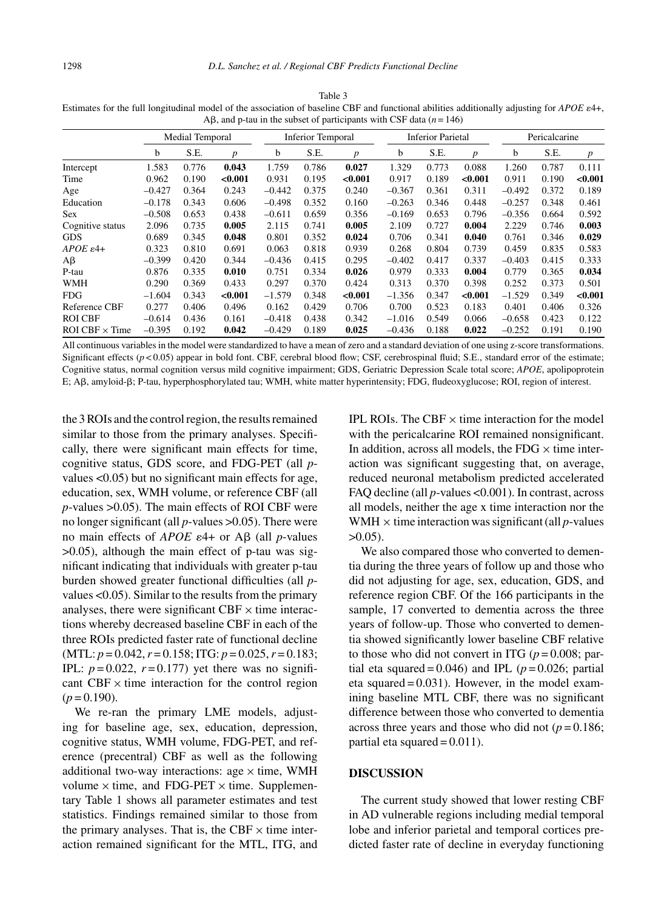Table 3
Estimates for the full longitudinal model of the association of baseline CBF and functional abilities additionally adjusting for *APOE* ε4+, Aβ, and p-tau in the subset of participants with CSF data ($n = 146$)

| | Medial Temporal | | | Inferior Temporal | | | Inferior Parietal | | | Pericalcarine | | |
|---|---|---|---|---|---|---|---|---|---|---|---|---|
| | b | S.E. | *p* | b | S.E. | *p* | b | S.E. | *p* | b | S.E. | *p* |
| Intercept | 1.583 | 0.776 | **0.043** | 1.759 | 0.786 | **0.027** | 1.329 | 0.773 | 0.088 | 1.260 | 0.787 | 0.111 |
| Time | 0.962 | 0.190 | **<0.001** | 0.931 | 0.195 | **<0.001** | 0.917 | 0.189 | **<0.001** | 0.911 | 0.190 | **<0.001** |
| Age | –0.427 | 0.364 | 0.243 | –0.442 | 0.375 | 0.240 | –0.367 | 0.361 | 0.311 | –0.492 | 0.372 | 0.189 |
| Education | –0.178 | 0.343 | 0.606 | –0.498 | 0.352 | 0.160 | –0.263 | 0.346 | 0.448 | –0.257 | 0.348 | 0.461 |
| Sex | –0.508 | 0.653 | 0.438 | –0.611 | 0.659 | 0.356 | –0.169 | 0.653 | 0.796 | –0.356 | 0.664 | 0.592 |
| Cognitive status | 2.096 | 0.735 | **0.005** | 2.115 | 0.741 | **0.005** | 2.109 | 0.727 | **0.004** | 2.229 | 0.746 | **0.003** |
| GDS | 0.689 | 0.345 | **0.048** | 0.801 | 0.352 | **0.024** | 0.706 | 0.341 | **0.040** | 0.761 | 0.346 | **0.029** |
| *APOE* ε4+ | 0.323 | 0.810 | 0.691 | 0.063 | 0.818 | 0.939 | 0.268 | 0.804 | 0.739 | 0.459 | 0.835 | 0.583 |
| Aβ | –0.399 | 0.420 | 0.344 | –0.436 | 0.415 | 0.295 | –0.402 | 0.417 | 0.337 | –0.403 | 0.415 | 0.333 |
| P-tau | 0.876 | 0.335 | **0.010** | 0.751 | 0.334 | **0.026** | 0.979 | 0.333 | **0.004** | 0.779 | 0.365 | **0.034** |
| WMH | 0.290 | 0.369 | 0.433 | 0.297 | 0.370 | 0.424 | 0.313 | 0.370 | 0.398 | 0.252 | 0.373 | 0.501 |
| FDG | –1.604 | 0.343 | **<0.001** | –1.579 | 0.348 | **<0.001** | –1.356 | 0.347 | **<0.001** | –1.529 | 0.349 | **<0.001** |
| Reference CBF | 0.277 | 0.406 | 0.496 | 0.162 | 0.429 | 0.706 | 0.700 | 0.523 | 0.183 | 0.401 | 0.406 | 0.326 |
| ROI CBF | –0.614 | 0.436 | 0.161 | –0.418 | 0.438 | 0.342 | –1.016 | 0.549 | 0.066 | –0.658 | 0.423 | 0.122 |
| ROI CBF × Time | –0.395 | 0.192 | **0.042** | –0.429 | 0.189 | **0.025** | –0.436 | 0.188 | **0.022** | –0.252 | 0.191 | 0.190 |

All continuous variables in the model were standardized to have a mean of zero and a standard deviation of one using z-score transformations. Significant effects ($p < 0.05$) appear in bold font. CBF, cerebral blood flow; CSF, cerebrospinal fluid; S.E., standard error of the estimate; Cognitive status, normal cognition versus mild cognitive impairment; GDS, Geriatric Depression Scale total score; *APOE*, apolipoprotein E; Aβ, amyloid-β; P-tau, hyperphosphorylated tau; WMH, white matter hyperintensity; FDG, fludeoxyglucose; ROI, region of interest.

the 3 ROIs and the control region, the results remained similar to those from the primary analyses. Specifically, there were significant main effects for time, cognitive status, GDS score, and FDG-PET (all *p*-values <0.05) but no significant main effects for age, education, sex, WMH volume, or reference CBF (all *p*-values >0.05). The main effects of ROI CBF were no longer significant (all *p*-values >0.05). There were no main effects of *APOE* ε4+ or Aβ (all *p*-values >0.05), although the main effect of p-tau was significant indicating that individuals with greater p-tau burden showed greater functional difficulties (all *p*-values <0.05). Similar to the results from the primary analyses, there were significant CBF × time interactions whereby decreased baseline CBF in each of the three ROIs predicted faster rate of functional decline (MTL: $p = 0.042$, $r = 0.158$; ITG: $p = 0.025$, $r = 0.183$; IPL: $p = 0.022$, $r = 0.177$) yet there was no significant CBF × time interaction for the control region ($p = 0.190$).

We re-ran the primary LME models, adjusting for baseline age, sex, education, depression, cognitive status, WMH volume, FDG-PET, and reference (precentral) CBF as well as the following additional two-way interactions: age × time, WMH volume × time, and FDG-PET × time. Supplementary Table 1 shows all parameter estimates and test statistics. Findings remained similar to those from the primary analyses. That is, the CBF × time interaction remained significant for the MTL, ITG, and IPL ROIs. The CBF × time interaction for the model with the pericalcarine ROI remained nonsignificant. In addition, across all models, the FDG × time interaction was significant suggesting that, on average, reduced neuronal metabolism predicted accelerated FAQ decline (all *p*-values <0.001). In contrast, across all models, neither the age x time interaction nor the WMH × time interaction was significant (all *p*-values >0.05).

We also compared those who converted to dementia during the three years of follow up and those who did not adjusting for age, sex, education, GDS, and reference region CBF. Of the 166 participants in the sample, 17 converted to dementia across the three years of follow-up. Those who converted to dementia showed significantly lower baseline CBF relative to those who did not convert in ITG ($p = 0.008$; partial eta squared = 0.046) and IPL ($p = 0.026$; partial eta squared = 0.031). However, in the model examining baseline MTL CBF, there was no significant difference between those who converted to dementia across three years and those who did not ($p = 0.186$; partial eta squared = 0.011).

## DISCUSSION

The current study showed that lower resting CBF in AD vulnerable regions including medial temporal lobe and inferior parietal and temporal cortices predicted faster rate of decline in everyday functioning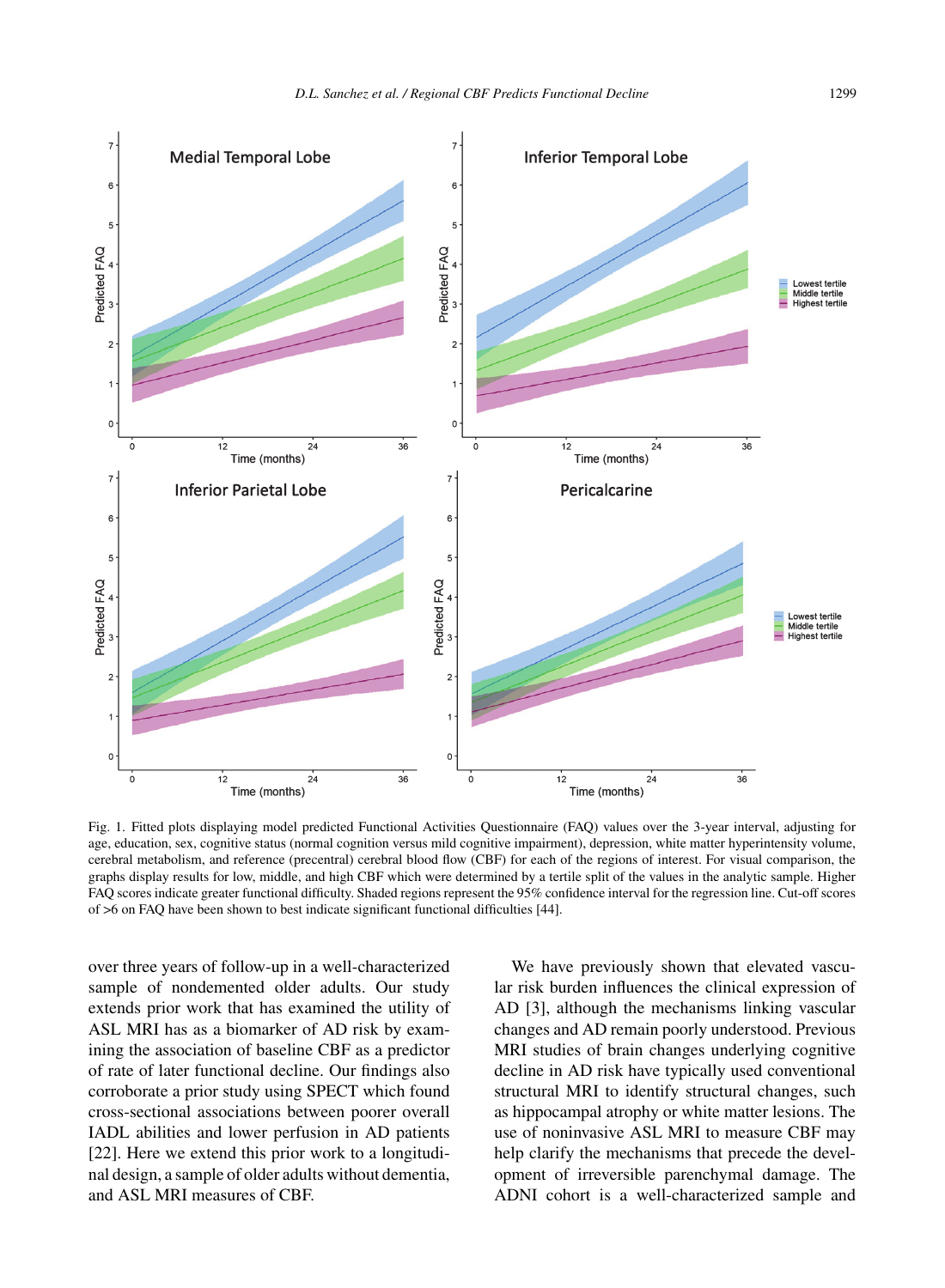Fig. 1. Fitted plots displaying model predicted Functional Activities Questionnaire (FAQ) values over the 3-year interval, adjusting for age, education, sex, cognitive status (normal cognition versus mild cognitive impairment), depression, white matter hyperintensity volume, cerebral metabolism, and reference (precentral) cerebral blood flow (CBF) for each of the regions of interest. For visual comparison, the graphs display results for low, middle, and high CBF which were determined by a tertile split of the values in the analytic sample. Higher FAQ scores indicate greater functional difficulty. Shaded regions represent the 95% confidence interval for the regression line. Cut-off scores of >6 on FAQ have been shown to best indicate significant functional difficulties [44].

over three years of follow-up in a well-characterized sample of nondemented older adults. Our study extends prior work that has examined the utility of ASL MRI has as a biomarker of AD risk by examining the association of baseline CBF as a predictor of rate of later functional decline. Our findings also corroborate a prior study using SPECT which found cross-sectional associations between poorer overall IADL abilities and lower perfusion in AD patients [22]. Here we extend this prior work to a longitudinal design, a sample of older adults without dementia, and ASL MRI measures of CBF.

We have previously shown that elevated vascular risk burden influences the clinical expression of AD [3], although the mechanisms linking vascular changes and AD remain poorly understood. Previous MRI studies of brain changes underlying cognitive decline in AD risk have typically used conventional structural MRI to identify structural changes, such as hippocampal atrophy or white matter lesions. The use of noninvasive ASL MRI to measure CBF may help clarify the mechanisms that precede the development of irreversible parenchymal damage. The ADNI cohort is a well-characterized sample and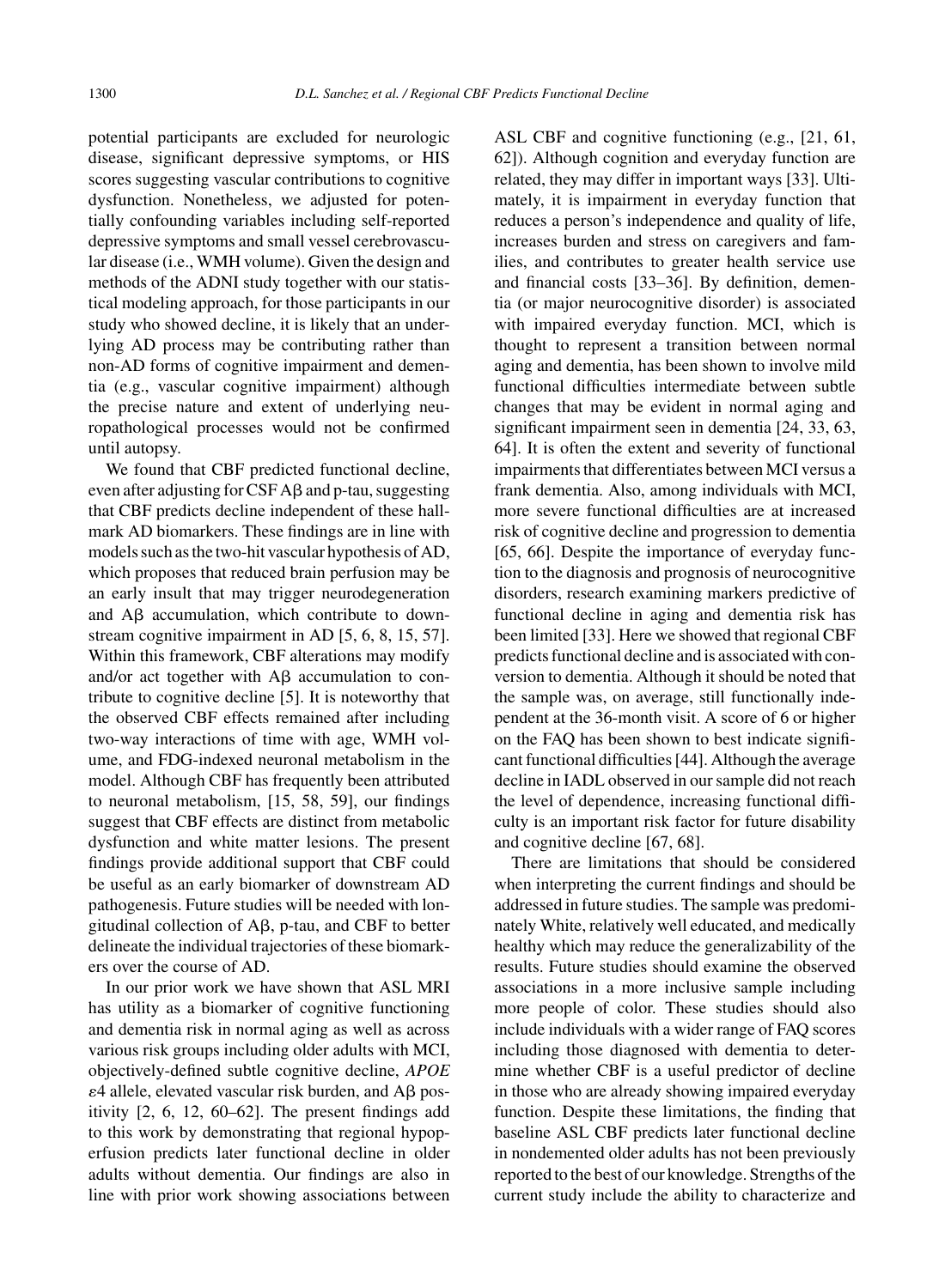potential participants are excluded for neurologic disease, significant depressive symptoms, or HIS scores suggesting vascular contributions to cognitive dysfunction. Nonetheless, we adjusted for potentially confounding variables including self-reported depressive symptoms and small vessel cerebrovascular disease (i.e., WMH volume). Given the design and methods of the ADNI study together with our statistical modeling approach, for those participants in our study who showed decline, it is likely that an underlying AD process may be contributing rather than non-AD forms of cognitive impairment and dementia (e.g., vascular cognitive impairment) although the precise nature and extent of underlying neuropathological processes would not be confirmed until autopsy.

We found that CBF predicted functional decline, even after adjusting for CSF Aβ and p-tau, suggesting that CBF predicts decline independent of these hallmark AD biomarkers. These findings are in line with models such as the two-hit vascular hypothesis of AD, which proposes that reduced brain perfusion may be an early insult that may trigger neurodegeneration and Aβ accumulation, which contribute to downstream cognitive impairment in AD [5, 6, 8, 15, 57]. Within this framework, CBF alterations may modify and/or act together with Aβ accumulation to contribute to cognitive decline [5]. It is noteworthy that the observed CBF effects remained after including two-way interactions of time with age, WMH volume, and FDG-indexed neuronal metabolism in the model. Although CBF has frequently been attributed to neuronal metabolism, [15, 58, 59], our findings suggest that CBF effects are distinct from metabolic dysfunction and white matter lesions. The present findings provide additional support that CBF could be useful as an early biomarker of downstream AD pathogenesis. Future studies will be needed with longitudinal collection of Aβ, p-tau, and CBF to better delineate the individual trajectories of these biomarkers over the course of AD.

In our prior work we have shown that ASL MRI has utility as a biomarker of cognitive functioning and dementia risk in normal aging as well as across various risk groups including older adults with MCI, objectively-defined subtle cognitive decline, *APOE* $\varepsilon$4 allele, elevated vascular risk burden, and Aβ positivity [2, 6, 12, 60–62]. The present findings add to this work by demonstrating that regional hypoperfusion predicts later functional decline in older adults without dementia. Our findings are also in line with prior work showing associations between ASL CBF and cognitive functioning (e.g., [21, 61, 62]). Although cognition and everyday function are related, they may differ in important ways [33]. Ultimately, it is impairment in everyday function that reduces a person's independence and quality of life, increases burden and stress on caregivers and families, and contributes to greater health service use and financial costs [33–36]. By definition, dementia (or major neurocognitive disorder) is associated with impaired everyday function. MCI, which is thought to represent a transition between normal aging and dementia, has been shown to involve mild functional difficulties intermediate between subtle changes that may be evident in normal aging and significant impairment seen in dementia [24, 33, 63, 64]. It is often the extent and severity of functional impairments that differentiates between MCI versus a frank dementia. Also, among individuals with MCI, more severe functional difficulties are at increased risk of cognitive decline and progression to dementia [65, 66]. Despite the importance of everyday function to the diagnosis and prognosis of neurocognitive disorders, research examining markers predictive of functional decline in aging and dementia risk has been limited [33]. Here we showed that regional CBF predicts functional decline and is associated with conversion to dementia. Although it should be noted that the sample was, on average, still functionally independent at the 36-month visit. A score of 6 or higher on the FAQ has been shown to best indicate significant functional difficulties [44]. Although the average decline in IADL observed in our sample did not reach the level of dependence, increasing functional difficulty is an important risk factor for future disability and cognitive decline [67, 68].

There are limitations that should be considered when interpreting the current findings and should be addressed in future studies. The sample was predominately White, relatively well educated, and medically healthy which may reduce the generalizability of the results. Future studies should examine the observed associations in a more inclusive sample including more people of color. These studies should also include individuals with a wider range of FAQ scores including those diagnosed with dementia to determine whether CBF is a useful predictor of decline in those who are already showing impaired everyday function. Despite these limitations, the finding that baseline ASL CBF predicts later functional decline in nondemented older adults has not been previously reported to the best of our knowledge. Strengths of the current study include the ability to characterize and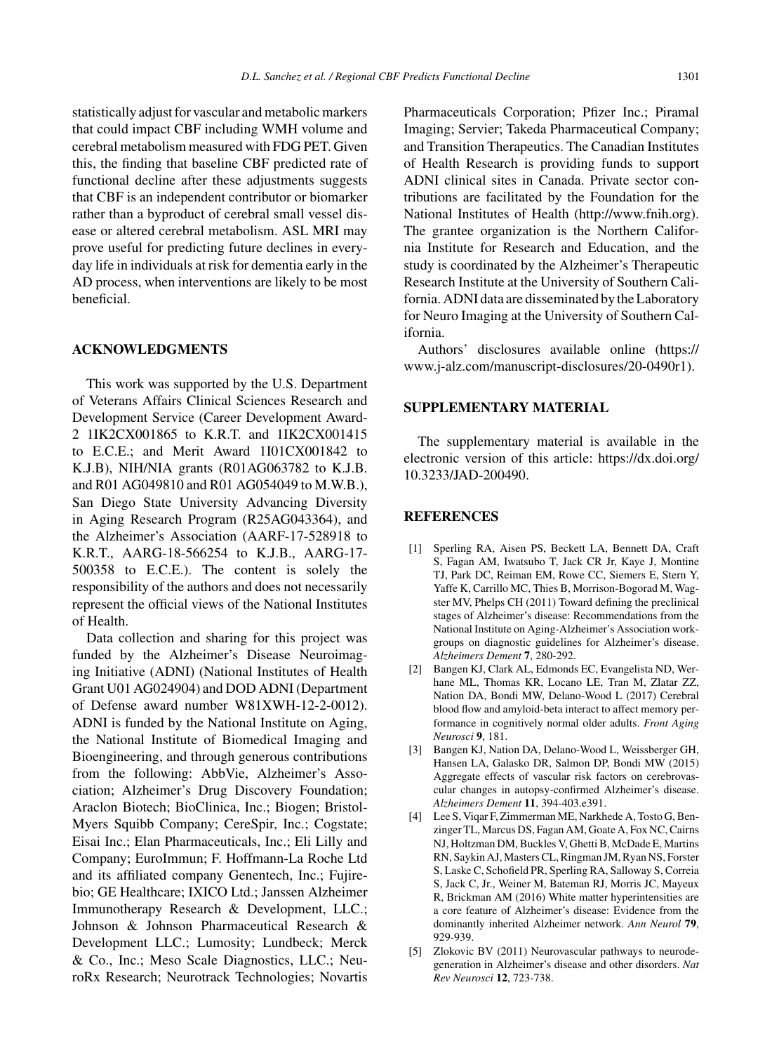statistically adjust for vascular and metabolic markers that could impact CBF including WMH volume and cerebral metabolism measured with FDG PET. Given this, the finding that baseline CBF predicted rate of functional decline after these adjustments suggests that CBF is an independent contributor or biomarker rather than a byproduct of cerebral small vessel disease or altered cerebral metabolism. ASL MRI may prove useful for predicting future declines in everyday life in individuals at risk for dementia early in the AD process, when interventions are likely to be most beneficial.

## ACKNOWLEDGMENTS

This work was supported by the U.S. Department of Veterans Affairs Clinical Sciences Research and Development Service (Career Development Award-2 1IK2CX001865 to K.R.T. and 1IK2CX001415 to E.C.E.; and Merit Award 1I01CX001842 to K.J.B), NIH/NIA grants (R01AG063782 to K.J.B. and R01 AG049810 and R01 AG054049 to M.W.B.), San Diego State University Advancing Diversity in Aging Research Program (R25AG043364), and the Alzheimer's Association (AARF-17-528918 to K.R.T., AARG-18-566254 to K.J.B., AARG-17-500358 to E.C.E.). The content is solely the responsibility of the authors and does not necessarily represent the official views of the National Institutes of Health.

Data collection and sharing for this project was funded by the Alzheimer's Disease Neuroimaging Initiative (ADNI) (National Institutes of Health Grant U01 AG024904) and DOD ADNI (Department of Defense award number W81XWH-12-2-0012). ADNI is funded by the National Institute on Aging, the National Institute of Biomedical Imaging and Bioengineering, and through generous contributions from the following: AbbVie, Alzheimer's Association; Alzheimer's Drug Discovery Foundation; Araclon Biotech; BioClinica, Inc.; Biogen; Bristol-Myers Squibb Company; CereSpir, Inc.; Cogstate; Eisai Inc.; Elan Pharmaceuticals, Inc.; Eli Lilly and Company; EuroImmun; F. Hoffmann-La Roche Ltd and its affiliated company Genentech, Inc.; Fujirebio; GE Healthcare; IXICO Ltd.; Janssen Alzheimer Immunotherapy Research & Development, LLC.; Johnson & Johnson Pharmaceutical Research & Development LLC.; Lumosity; Lundbeck; Merck & Co., Inc.; Meso Scale Diagnostics, LLC.; NeuroRx Research; Neurotrack Technologies; Novartis Pharmaceuticals Corporation; Pfizer Inc.; Piramal Imaging; Servier; Takeda Pharmaceutical Company; and Transition Therapeutics. The Canadian Institutes of Health Research is providing funds to support ADNI clinical sites in Canada. Private sector contributions are facilitated by the Foundation for the National Institutes of Health (http://www.fnih.org). The grantee organization is the Northern California Institute for Research and Education, and the study is coordinated by the Alzheimer's Therapeutic Research Institute at the University of Southern California. ADNI data are disseminated by the Laboratory for Neuro Imaging at the University of Southern California.

Authors' disclosures available online (https://www.j-alz.com/manuscript-disclosures/20-0490r1).

## SUPPLEMENTARY MATERIAL

The supplementary material is available in the electronic version of this article: https://dx.doi.org/10.3233/JAD-200490.

## REFERENCES

[1] Sperling RA, Aisen PS, Beckett LA, Bennett DA, Craft S, Fagan AM, Iwatsubo T, Jack CR Jr, Kaye J, Montine TJ, Park DC, Reiman EM, Rowe CC, Siemers E, Stern Y, Yaffe K, Carrillo MC, Thies B, Morrison-Bogorad M, Wagster MV, Phelps CH (2011) Toward defining the preclinical stages of Alzheimer's disease: Recommendations from the National Institute on Aging-Alzheimer's Association workgroups on diagnostic guidelines for Alzheimer's disease. *Alzheimers Dement* **7**, 280-292.

[2] Bangen KJ, Clark AL, Edmonds EC, Evangelista ND, Werhane ML, Thomas KR, Locano LE, Tran M, Zlatar ZZ, Nation DA, Bondi MW, Delano-Wood L (2017) Cerebral blood flow and amyloid-beta interact to affect memory performance in cognitively normal older adults. *Front Aging Neurosci* **9**, 181.

[3] Bangen KJ, Nation DA, Delano-Wood L, Weissberger GH, Hansen LA, Galasko DR, Salmon DP, Bondi MW (2015) Aggregate effects of vascular risk factors on cerebrovascular changes in autopsy-confirmed Alzheimer's disease. *Alzheimers Dement* **11**, 394-403.e391.

[4] Lee S, Viqar F, Zimmerman ME, Narkhede A, Tosto G, Benzinger TL, Marcus DS, Fagan AM, Goate A, Fox NC, Cairns NJ, Holtzman DM, Buckles V, Ghetti B, McDade E, Martins RN, Saykin AJ, Masters CL, Ringman JM, Ryan NS, Forster S, Laske C, Schofield PR, Sperling RA, Salloway S, Correia S, Jack C, Jr., Weiner M, Bateman RJ, Morris JC, Mayeux R, Brickman AM (2016) White matter hyperintensities are a core feature of Alzheimer's disease: Evidence from the dominantly inherited Alzheimer network. *Ann Neurol* **79**, 929-939.

[5] Zlokovic BV (2011) Neurovascular pathways to neurodegeneration in Alzheimer's disease and other disorders. *Nat Rev Neurosci* **12**, 723-738.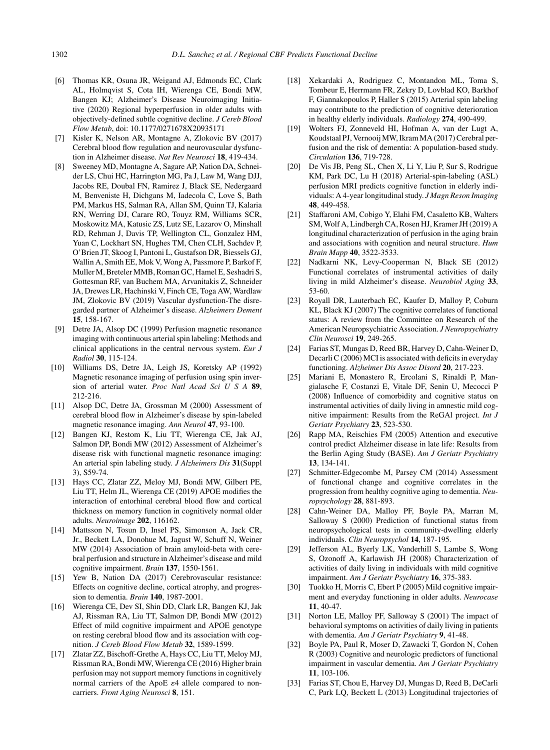[6] Thomas KR, Osuna JR, Weigand AJ, Edmonds EC, Clark AL, Holmqvist S, Cota IH, Wierenga CE, Bondi MW, Bangen KJ; Alzheimer's Disease Neuroimaging Initiative (2020) Regional hyperperfusion in older adults with objectively-defined subtle cognitive decline. *J Cereb Blood Flow Metab*, doi: 10.1177/0271678X20935171

[7] Kisler K, Nelson AR, Montagne A, Zlokovic BV (2017) Cerebral blood flow regulation and neurovascular dysfunction in Alzheimer disease. *Nat Rev Neurosci* **18**, 419-434.

[8] Sweeney MD, Montagne A, Sagare AP, Nation DA, Schneider LS, Chui HC, Harrington MG, Pa J, Law M, Wang DJJ, Jacobs RE, Doubal FN, Ramirez J, Black SE, Nedergaard M, Benveniste H, Dichgans M, Iadecola C, Love S, Bath PM, Markus HS, Salman RA, Allan SM, Quinn TJ, Kalaria RN, Werring DJ, Carare RO, Touyz RM, Williams SCR, Moskowitz MA, Katusic ZS, Lutz SE, Lazarov O, Minshall RD, Rehman J, Davis TP, Wellington CL, Gonzalez HM, Yuan C, Lockhart SN, Hughes TM, Chen CLH, Sachdev P, O'Brien JT, Skoog I, Pantoni L, Gustafson DR, Biessels GJ, Wallin A, Smith EE, Mok V, Wong A, Passmore P, Barkof F, Muller M, Breteler MMB, Roman GC, Hamel E, Seshadri S, Gottesman RF, van Buchem MA, Arvanitakis Z, Schneider JA, Drewes LR, Hachinski V, Finch CE, Toga AW, Wardlaw JM, Zlokovic BV (2019) Vascular dysfunction-The disregarded partner of Alzheimer's disease. *Alzheimers Dement* **15**, 158-167.

[9] Detre JA, Alsop DC (1999) Perfusion magnetic resonance imaging with continuous arterial spin labeling: Methods and clinical applications in the central nervous system. *Eur J Radiol* **30**, 115-124.

[10] Williams DS, Detre JA, Leigh JS, Koretsky AP (1992) Magnetic resonance imaging of perfusion using spin inversion of arterial water. *Proc Natl Acad Sci U S A* **89**, 212-216.

[11] Alsop DC, Detre JA, Grossman M (2000) Assessment of cerebral blood flow in Alzheimer's disease by spin-labeled magnetic resonance imaging. *Ann Neurol* **47**, 93-100.

[12] Bangen KJ, Restom K, Liu TT, Wierenga CE, Jak AJ, Salmon DP, Bondi MW (2012) Assessment of Alzheimer's disease risk with functional magnetic resonance imaging: An arterial spin labeling study. *J Alzheimers Dis* **31**(Suppl 3), S59-74.

[13] Hays CC, Zlatar ZZ, Meloy MJ, Bondi MW, Gilbert PE, Liu TT, Helm JL, Wierenga CE (2019) APOE modifies the interaction of entorhinal cerebral blood flow and cortical thickness on memory function in cognitively normal older adults. *Neuroimage* **202**, 116162.

[14] Mattsson N, Tosun D, Insel PS, Simonson A, Jack CR, Jr., Beckett LA, Donohue M, Jagust W, Schuff N, Weiner MW (2014) Association of brain amyloid-beta with cerebral perfusion and structure in Alzheimer's disease and mild cognitive impairment. *Brain* **137**, 1550-1561.

[15] Yew B, Nation DA (2017) Cerebrovascular resistance: Effects on cognitive decline, cortical atrophy, and progression to dementia. *Brain* **140**, 1987-2001.

[16] Wierenga CE, Dev SI, Shin DD, Clark LR, Bangen KJ, Jak AJ, Rissman RA, Liu TT, Salmon DP, Bondi MW (2012) Effect of mild cognitive impairment and APOE genotype on resting cerebral blood flow and its association with cognition. *J Cereb Blood Flow Metab* **32**, 1589-1599.

[17] Zlatar ZZ, Bischoff-Grethe A, Hays CC, Liu TT, Meloy MJ, Rissman RA, Bondi MW, Wierenga CE (2016) Higher brain perfusion may not support memory functions in cognitively normal carriers of the ApoE ε4 allele compared to noncarriers. *Front Aging Neurosci* **8**, 151.

[18] Xekardaki A, Rodriguez C, Montandon ML, Toma S, Tombeur E, Herrmann FR, Zekry D, Lovblad KO, Barkhof F, Giannakopoulos P, Haller S (2015) Arterial spin labeling may contribute to the prediction of cognitive deterioration in healthy elderly individuals. *Radiology* **274**, 490-499.

[19] Wolters FJ, Zonneveld HI, Hofman A, van der Lugt A, Koudstaal PJ, Vernooij MW, Ikram MA (2017) Cerebral perfusion and the risk of dementia: A population-based study. *Circulation* **136**, 719-728.

[20] De Vis JB, Peng SL, Chen X, Li Y, Liu P, Sur S, Rodrigue KM, Park DC, Lu H (2018) Arterial-spin-labeling (ASL) perfusion MRI predicts cognitive function in elderly individuals: A 4-year longitudinal study. *J Magn Reson Imaging* **48**, 449-458.

[21] Staffaroni AM, Cobigo Y, Elahi FM, Casaletto KB, Walters SM, Wolf A, Lindbergh CA, Rosen HJ, Kramer JH (2019) A longitudinal characterization of perfusion in the aging brain and associations with cognition and neural structure. *Hum Brain Mapp* **40**, 3522-3533.

[22] Nadkarni NK, Levy-Cooperman N, Black SE (2012) Functional correlates of instrumental activities of daily living in mild Alzheimer's disease. *Neurobiol Aging* **33**, 53-60.

[23] Royall DR, Lauterbach EC, Kaufer D, Malloy P, Coburn KL, Black KJ (2007) The cognitive correlates of functional status: A review from the Committee on Research of the American Neuropsychiatric Association. *J Neuropsychiatry Clin Neurosci* **19**, 249-265.

[24] Farias ST, Mungas D, Reed BR, Harvey D, Cahn-Weiner D, Decarli C (2006) MCI is associated with deficits in everyday functioning. *Alzheimer Dis Assoc Disord* **20**, 217-223.

[25] Mariani E, Monastero R, Ercolani S, Rinaldi P, Mangialasche F, Costanzi E, Vitale DF, Senin U, Mecocci P (2008) Influence of comorbidity and cognitive status on instrumental activities of daily living in amnestic mild cognitive impairment: Results from the ReGAl project. *Int J Geriatr Psychiatry* **23**, 523-530.

[26] Rapp MA, Reischies FM (2005) Attention and executive control predict Alzheimer disease in late life: Results from the Berlin Aging Study (BASE). *Am J Geriatr Psychiatry* **13**, 134-141.

[27] Schmitter-Edgecombe M, Parsey CM (2014) Assessment of functional change and cognitive correlates in the progression from healthy cognitive aging to dementia. *Neuropsychology* **28**, 881-893.

[28] Cahn-Weiner DA, Malloy PF, Boyle PA, Marran M, Salloway S (2000) Prediction of functional status from neuropsychological tests in community-dwelling elderly individuals. *Clin Neuropsychol* **14**, 187-195.

[29] Jefferson AL, Byerly LK, Vanderhill S, Lambe S, Wong S, Ozonoff A, Karlawish JH (2008) Characterization of activities of daily living in individuals with mild cognitive impairment. *Am J Geriatr Psychiatry* **16**, 375-383.

[30] Tuokko H, Morris C, Ebert P (2005) Mild cognitive impairment and everyday functioning in older adults. *Neurocase* **11**, 40-47.

[31] Norton LE, Malloy PF, Salloway S (2001) The impact of behavioral symptoms on activities of daily living in patients with dementia. *Am J Geriatr Psychiatry* **9**, 41-48.

[32] Boyle PA, Paul R, Moser D, Zawacki T, Gordon N, Cohen R (2003) Cognitive and neurologic predictors of functional impairment in vascular dementia. *Am J Geriatr Psychiatry* **11**, 103-106.

[33] Farias ST, Chou E, Harvey DJ, Mungas D, Reed B, DeCarli C, Park LQ, Beckett L (2013) Longitudinal trajectories of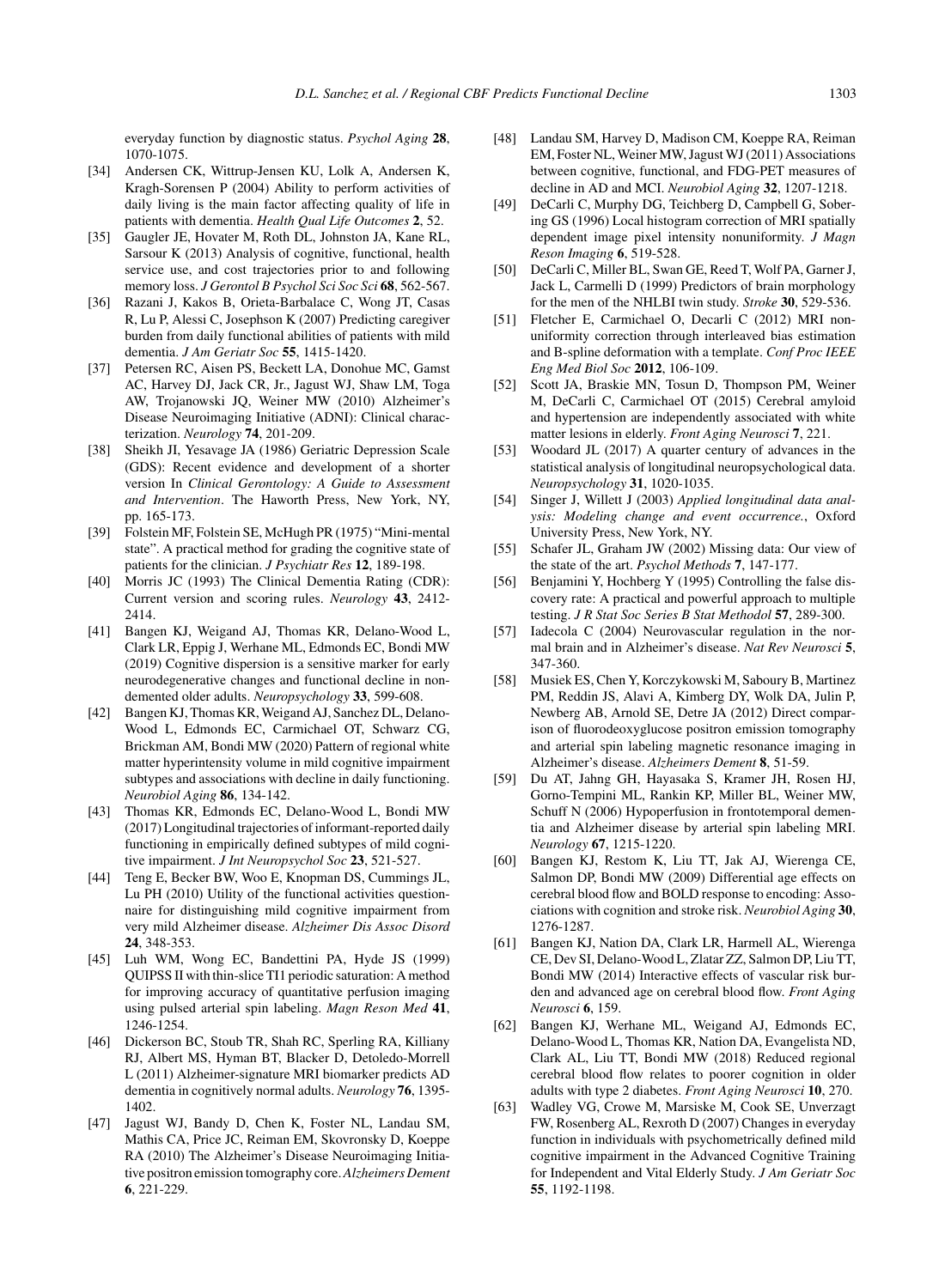everyday function by diagnostic status. *Psychol Aging* **28**, 1070-1075.

[34] Andersen CK, Wittrup-Jensen KU, Lolk A, Andersen K, Kragh-Sorensen P (2004) Ability to perform activities of daily living is the main factor affecting quality of life in patients with dementia. *Health Qual Life Outcomes* **2**, 52.

[35] Gaugler JE, Hovater M, Roth DL, Johnston JA, Kane RL, Sarsour K (2013) Analysis of cognitive, functional, health service use, and cost trajectories prior to and following memory loss. *J Gerontol B Psychol Sci Soc Sci* **68**, 562-567.

[36] Razani J, Kakos B, Orieta-Barbalace C, Wong JT, Casas R, Lu P, Alessi C, Josephson K (2007) Predicting caregiver burden from daily functional abilities of patients with mild dementia. *J Am Geriatr Soc* **55**, 1415-1420.

[37] Petersen RC, Aisen PS, Beckett LA, Donohue MC, Gamst AC, Harvey DJ, Jack CR, Jr., Jagust WJ, Shaw LM, Toga AW, Trojanowski JQ, Weiner MW (2010) Alzheimer's Disease Neuroimaging Initiative (ADNI): Clinical characterization. *Neurology* **74**, 201-209.

[38] Sheikh JI, Yesavage JA (1986) Geriatric Depression Scale (GDS): Recent evidence and development of a shorter version In *Clinical Gerontology: A Guide to Assessment and Intervention*. The Haworth Press, New York, NY, pp. 165-173.

[39] Folstein MF, Folstein SE, McHugh PR (1975) "Mini-mental state". A practical method for grading the cognitive state of patients for the clinician. *J Psychiatr Res* **12**, 189-198.

[40] Morris JC (1993) The Clinical Dementia Rating (CDR): Current version and scoring rules. *Neurology* **43**, 2412-2414.

[41] Bangen KJ, Weigand AJ, Thomas KR, Delano-Wood L, Clark LR, Eppig J, Werhane ML, Edmonds EC, Bondi MW (2019) Cognitive dispersion is a sensitive marker for early neurodegenerative changes and functional decline in nondemented older adults. *Neuropsychology* **33**, 599-608.

[42] Bangen KJ, Thomas KR, Weigand AJ, Sanchez DL, Delano-Wood L, Edmonds EC, Carmichael OT, Schwarz CG, Brickman AM, Bondi MW (2020) Pattern of regional white matter hyperintensity volume in mild cognitive impairment subtypes and associations with decline in daily functioning. *Neurobiol Aging* **86**, 134-142.

[43] Thomas KR, Edmonds EC, Delano-Wood L, Bondi MW (2017) Longitudinal trajectories of informant-reported daily functioning in empirically defined subtypes of mild cognitive impairment. *J Int Neuropsychol Soc* **23**, 521-527.

[44] Teng E, Becker BW, Woo E, Knopman DS, Cummings JL, Lu PH (2010) Utility of the functional activities questionnaire for distinguishing mild cognitive impairment from very mild Alzheimer disease. *Alzheimer Dis Assoc Disord* **24**, 348-353.

[45] Luh WM, Wong EC, Bandettini PA, Hyde JS (1999) QUIPSS II with thin-slice TI1 periodic saturation: A method for improving accuracy of quantitative perfusion imaging using pulsed arterial spin labeling. *Magn Reson Med* **41**, 1246-1254.

[46] Dickerson BC, Stoub TR, Shah RC, Sperling RA, Killiany RJ, Albert MS, Hyman BT, Blacker D, Detoledo-Morrell L (2011) Alzheimer-signature MRI biomarker predicts AD dementia in cognitively normal adults. *Neurology* **76**, 1395-1402.

[47] Jagust WJ, Bandy D, Chen K, Foster NL, Landau SM, Mathis CA, Price JC, Reiman EM, Skovronsky D, Koeppe RA (2010) The Alzheimer's Disease Neuroimaging Initiative positron emission tomography core. *Alzheimers Dement* **6**, 221-229.

[48] Landau SM, Harvey D, Madison CM, Koeppe RA, Reiman EM, Foster NL, Weiner MW, Jagust WJ (2011) Associations between cognitive, functional, and FDG-PET measures of decline in AD and MCI. *Neurobiol Aging* **32**, 1207-1218.

[49] DeCarli C, Murphy DG, Teichberg D, Campbell G, Sobering GS (1996) Local histogram correction of MRI spatially dependent image pixel intensity nonuniformity. *J Magn Reson Imaging* **6**, 519-528.

[50] DeCarli C, Miller BL, Swan GE, Reed T, Wolf PA, Garner J, Jack L, Carmelli D (1999) Predictors of brain morphology for the men of the NHLBI twin study. *Stroke* **30**, 529-536.

[51] Fletcher E, Carmichael O, Decarli C (2012) MRI nonuniformity correction through interleaved bias estimation and B-spline deformation with a template. *Conf Proc IEEE Eng Med Biol Soc* **2012**, 106-109.

[52] Scott JA, Braskie MN, Tosun D, Thompson PM, Weiner M, DeCarli C, Carmichael OT (2015) Cerebral amyloid and hypertension are independently associated with white matter lesions in elderly. *Front Aging Neurosci* **7**, 221.

[53] Woodard JL (2017) A quarter century of advances in the statistical analysis of longitudinal neuropsychological data. *Neuropsychology* **31**, 1020-1035.

[54] Singer J, Willett J (2003) *Applied longitudinal data analysis: Modeling change and event occurrence.*, Oxford University Press, New York, NY.

[55] Schafer JL, Graham JW (2002) Missing data: Our view of the state of the art. *Psychol Methods* **7**, 147-177.

[56] Benjamini Y, Hochberg Y (1995) Controlling the false discovery rate: A practical and powerful approach to multiple testing. *J R Stat Soc Series B Stat Methodol* **57**, 289-300.

[57] Iadecola C (2004) Neurovascular regulation in the normal brain and in Alzheimer's disease. *Nat Rev Neurosci* **5**, 347-360.

[58] Musiek ES, Chen Y, Korczykowski M, Saboury B, Martinez PM, Reddin JS, Alavi A, Kimberg DY, Wolk DA, Julin P, Newberg AB, Arnold SE, Detre JA (2012) Direct comparison of fluorodeoxyglucose positron emission tomography and arterial spin labeling magnetic resonance imaging in Alzheimer's disease. *Alzheimers Dement* **8**, 51-59.

[59] Du AT, Jahng GH, Hayasaka S, Kramer JH, Rosen HJ, Gorno-Tempini ML, Rankin KP, Miller BL, Weiner MW, Schuff N (2006) Hypoperfusion in frontotemporal dementia and Alzheimer disease by arterial spin labeling MRI. *Neurology* **67**, 1215-1220.

[60] Bangen KJ, Restom K, Liu TT, Jak AJ, Wierenga CE, Salmon DP, Bondi MW (2009) Differential age effects on cerebral blood flow and BOLD response to encoding: Associations with cognition and stroke risk. *Neurobiol Aging* **30**, 1276-1287.

[61] Bangen KJ, Nation DA, Clark LR, Harmell AL, Wierenga CE, Dev SI, Delano-Wood L, Zlatar ZZ, Salmon DP, Liu TT, Bondi MW (2014) Interactive effects of vascular risk burden and advanced age on cerebral blood flow. *Front Aging Neurosci* **6**, 159.

[62] Bangen KJ, Werhane ML, Weigand AJ, Edmonds EC, Delano-Wood L, Thomas KR, Nation DA, Evangelista ND, Clark AL, Liu TT, Bondi MW (2018) Reduced regional cerebral blood flow relates to poorer cognition in older adults with type 2 diabetes. *Front Aging Neurosci* **10**, 270.

[63] Wadley VG, Crowe M, Marsiske M, Cook SE, Unverzagt FW, Rosenberg AL, Rexroth D (2007) Changes in everyday function in individuals with psychometrically defined mild cognitive impairment in the Advanced Cognitive Training for Independent and Vital Elderly Study. *J Am Geriatr Soc* **55**, 1192-1198.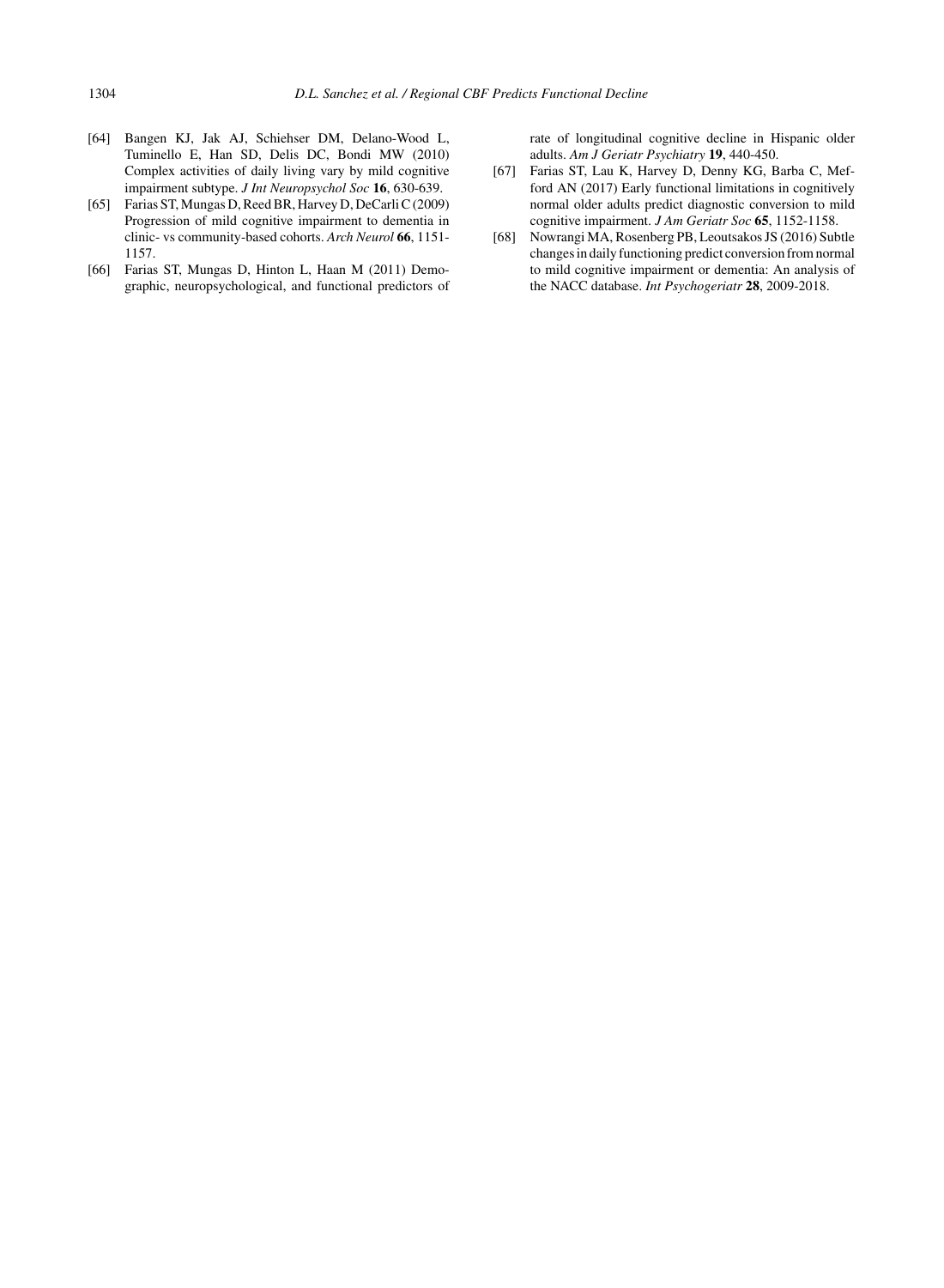[64] Bangen KJ, Jak AJ, Schiehser DM, Delano-Wood L, Tuminello E, Han SD, Delis DC, Bondi MW (2010) Complex activities of daily living vary by mild cognitive impairment subtype. *J Int Neuropsychol Soc* **16**, 630-639.

[65] Farias ST, Mungas D, Reed BR, Harvey D, DeCarli C (2009) Progression of mild cognitive impairment to dementia in clinic- vs community-based cohorts. *Arch Neurol* **66**, 1151-1157.

[66] Farias ST, Mungas D, Hinton L, Haan M (2011) Demographic, neuropsychological, and functional predictors of rate of longitudinal cognitive decline in Hispanic older adults. *Am J Geriatr Psychiatry* **19**, 440-450.

[67] Farias ST, Lau K, Harvey D, Denny KG, Barba C, Mefford AN (2017) Early functional limitations in cognitively normal older adults predict diagnostic conversion to mild cognitive impairment. *J Am Geriatr Soc* **65**, 1152-1158.

[68] Nowrangi MA, Rosenberg PB, Leoutsakos JS (2016) Subtle changes in daily functioning predict conversion from normal to mild cognitive impairment or dementia: An analysis of the NACC database. *Int Psychogeriatr* **28**, 2009-2018.